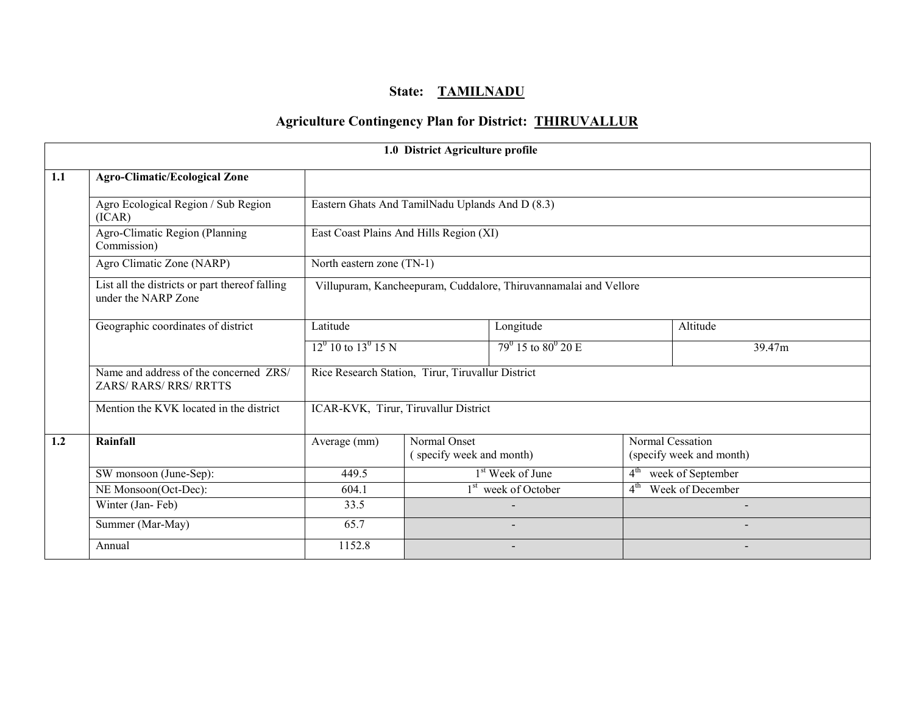# State: TAMILNADU

## Agriculture Contingency Plan for District: THIRUVALLUR

| 1.0 District Agriculture profile | | | | |
|---|---|---|---|---|
| **1.1** | **Agro-Climatic/Ecological Zone** | | | |
| | Agro Ecological Region / Sub Region (ICAR) | Eastern Ghats And TamilNadu Uplands And D (8.3) | | |
| | Agro-Climatic Region (Planning Commission) | East Coast Plains And Hills Region (XI) | | |
| | Agro Climatic Zone (NARP) | North eastern zone (TN-1) | | |
| | List all the districts or part thereof falling under the NARP Zone | Villupuram, Kancheepuram, Cuddalore, Thiruvannamalai and Vellore | | |
| | Geographic coordinates of district | Latitude | Longitude | Altitude |
| | | $12^0$ 10 to $13^0$ 15 N | $79^0$ 15 to $80^0$ 20 E | 39.47m |
| | Name and address of the concerned ZRS/ ZARS/ RARS/ RRS/ RRTTS | Rice Research Station, Tirur, Tiruvallur District | | |
| | Mention the KVK located in the district | ICAR-KVK, Tirur, Tiruvallur District | | |

| | | | | |
|---|---|---|---|---|
| **1.2** | **Rainfall** | Average (mm) | Normal Onset ( specify week and month) | Normal Cessation (specify week and month) |
| | SW monsoon (June-Sep): | 449.5 | 1st Week of June | 4th week of September |
| | NE Monsoon(Oct-Dec): | 604.1 | 1st week of October | 4th Week of December |
| | Winter (Jan- Feb) | 33.5 | - | - |
| | Summer (Mar-May) | 65.7 | - | - |
| | Annual | 1152.8 | - | - |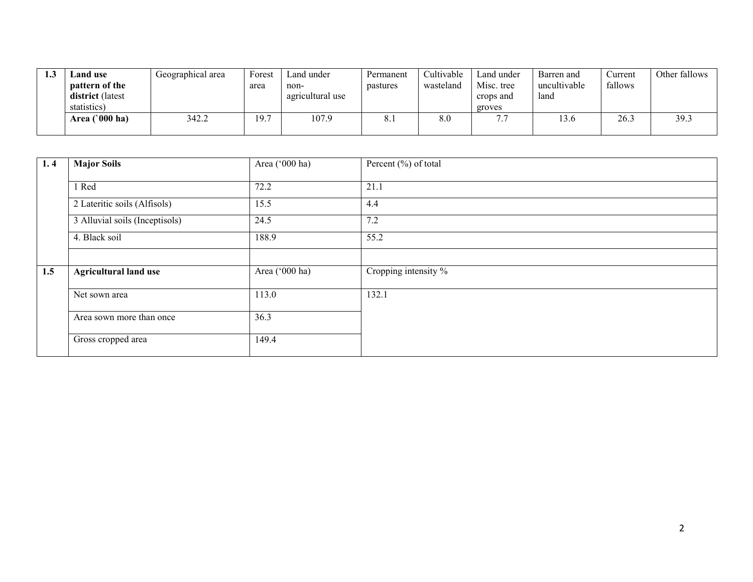| 1.3 | **Land use pattern of the district** (latest statistics) | Geographical area | Forest area | Land under non-agricultural use | Permanent pastures | Cultivable wasteland | Land under Misc. tree crops and groves | Barren and uncultivable land | Current fallows | Other fallows |
|---|---|---|---|---|---|---|---|---|---|---|
| | **Area (`000 ha)** | 342.2 | 19.7 | 107.9 | 8.1 | 8.0 | 7.7 | 13.6 | 26.3 | 39.3 |

| 1. 4 | **Major Soils** | Area ('000 ha) | Percent (%) of total |
|---|---|---|---|
| | 1 Red | 72.2 | 21.1 |
| | 2 Lateritic soils (Alfisols) | 15.5 | 4.4 |
| | 3 Alluvial soils (Inceptisols) | 24.5 | 7.2 |
| | 4. Black soil | 188.9 | 55.2 |
| | | | |
| **1.5** | **Agricultural land use** | Area ('000 ha) | Cropping intensity % |
| | Net sown area | 113.0 | 132.1 |
| | Area sown more than once | 36.3 | |
| | Gross cropped area | 149.4 | |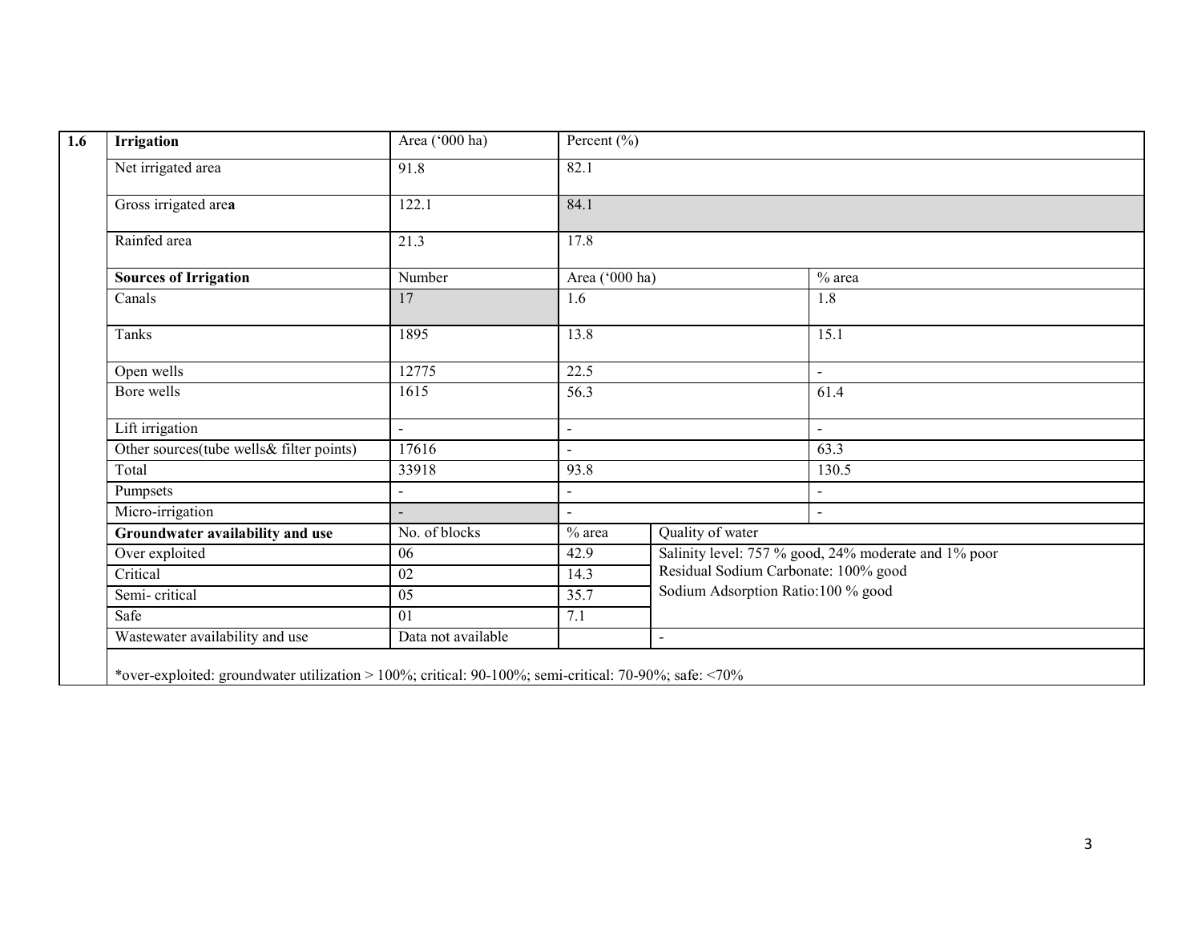| 1.6 | Irrigation | Area ('000 ha) | Percent (%) | | |
|---|---|---|---|---|---|
| | Net irrigated area | 91.8 | 82.1 | | |
| | Gross irrigated area | 122.1 | 84.1 | | |
| | Rainfed area | 21.3 | 17.8 | | |
| | **Sources of Irrigation** | Number | Area ('000 ha) | | % area |
| | Canals | 17 | 1.6 | | 1.8 |
| | Tanks | 1895 | 13.8 | | 15.1 |
| | Open wells | 12775 | 22.5 | | - |
| | Bore wells | 1615 | 56.3 | | 61.4 |
| | Lift irrigation | - | - | | - |
| | Other sources(tube wells& filter points) | 17616 | - | | 63.3 |
| | Total | 33918 | 93.8 | | 130.5 |
| | Pumpsets | - | - | | - |
| | Micro-irrigation | - | - | | - |
| | **Groundwater availability and use** | No. of blocks | % area | Quality of water | |
| | Over exploited | 06 | 42.9 | Salinity level: 757 % good, 24% moderate and 1% poor<br>Residual Sodium Carbonate: 100% good<br>Sodium Adsorption Ratio:100 % good | |
| | Critical | 02 | 14.3 | | |
| | Semi- critical | 05 | 35.7 | | |
| | Safe | 01 | 7.1 | | |
| | Wastewater availability and use | Data not available | | - | |
| | *over-exploited: groundwater utilization > 100%; critical: 90-100%; semi-critical: 70-90%; safe: <70% | | | | |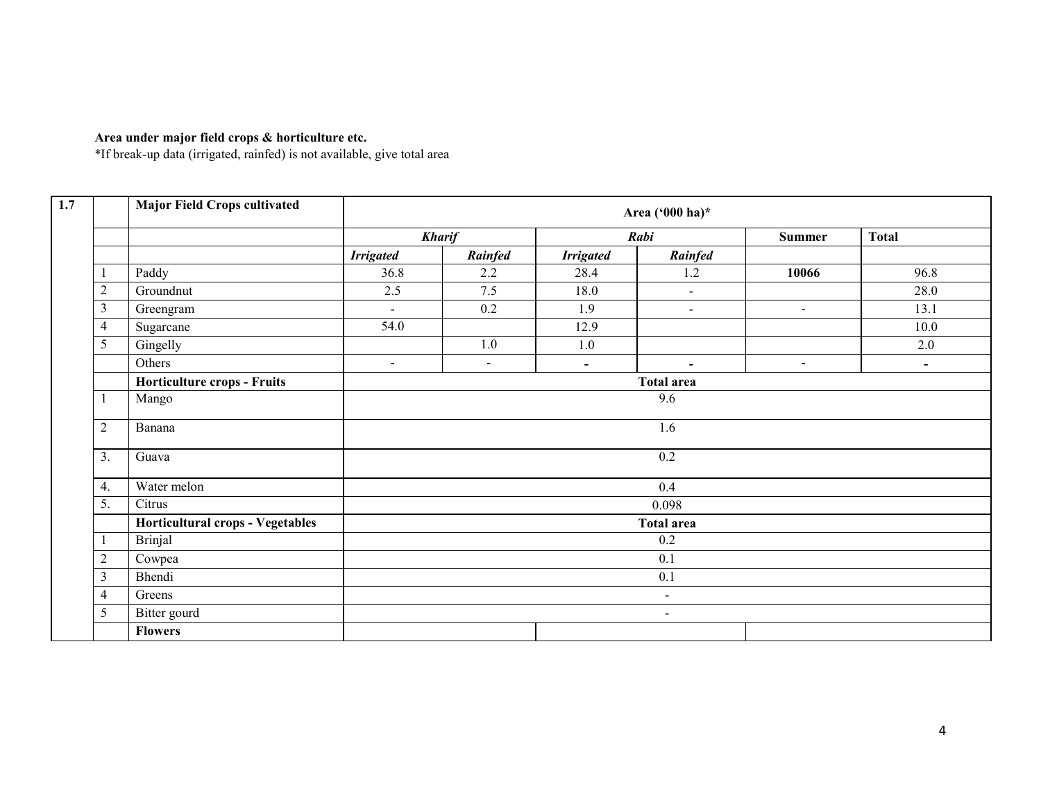**Area under major field crops & horticulture etc.**

*If break-up data (irrigated, rainfed) is not available, give total area

| 1.7 | | **Major Field Crops cultivated** | **Area ('000 ha)*** | | | | | |
|---|---|---|---|---|---|---|---|---|
| | | | ***Kharif*** | | ***Rabi*** | | **Summer** | **Total** |
| | | | ***Irrigated*** | ***Rainfed*** | ***Irrigated*** | ***Rainfed*** | | |
| | 1 | Paddy | 36.8 | 2.2 | 28.4 | 1.2 | **10066** | 96.8 |
| | 2 | Groundnut | 2.5 | 7.5 | 18.0 | - | | 28.0 |
| | 3 | Greengram | - | 0.2 | 1.9 | - | - | 13.1 |
| | 4 | Sugarcane | 54.0 | | 12.9 | | | 10.0 |
| | 5 | Gingelly | | 1.0 | 1.0 | | | 2.0 |
| | | Others | - | - | - | - | - | - |
| | | **Horticulture crops - Fruits** | **Total area** | | | | | |
| | 1 | Mango | 9.6 | | | | | |
| | 2 | Banana | 1.6 | | | | | |
| | 3. | Guava | 0.2 | | | | | |
| | 4. | Water melon | 0.4 | | | | | |
| | 5. | Citrus | 0.098 | | | | | |
| | | **Horticultural crops - Vegetables** | **Total area** | | | | | |
| | 1 | Brinjal | 0.2 | | | | | |
| | 2 | Cowpea | 0.1 | | | | | |
| | 3 | Bhendi | 0.1 | | | | | |
| | 4 | Greens | - | | | | | |
| | 5 | Bitter gourd | - | | | | | |
| | | **Flowers** | | | | | | |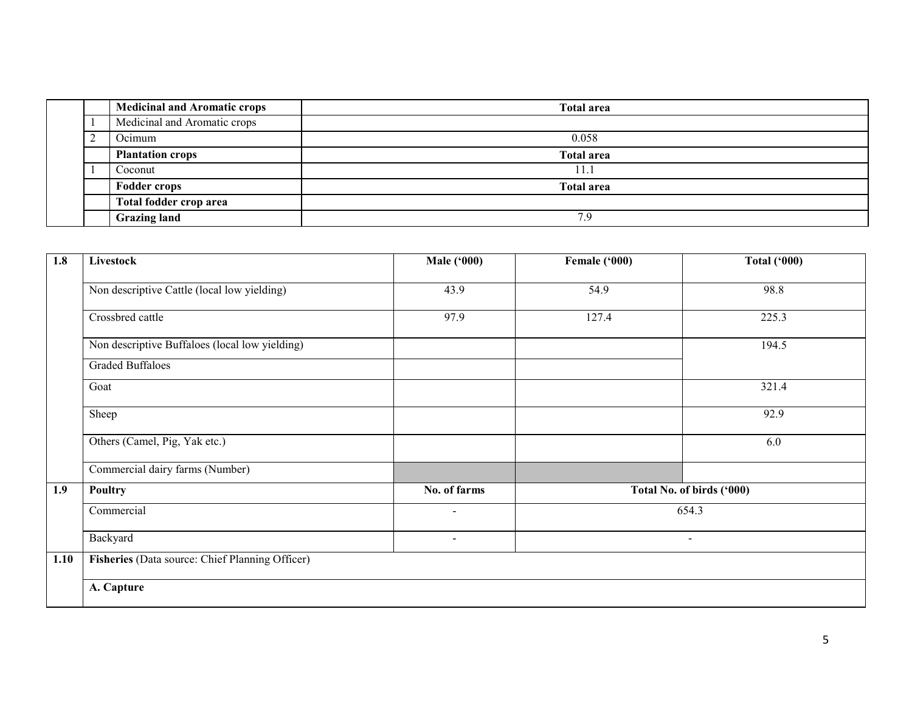| | | Medicinal and Aromatic crops | Total area |
|---|---|---|---|
| | 1 | Medicinal and Aromatic crops | |
| | 2 | Ocimum | 0.058 |
| | | **Plantation crops** | **Total area** |
| | 1 | Coconut | 11.1 |
| | | **Fodder crops** | **Total area** |
| | | **Total fodder crop area** | |
| | | **Grazing land** | 7.9 |

| 1.8 | Livestock | Male ('000) | Female ('000) | Total ('000) |
|---|---|---|---|---|
| | Non descriptive Cattle (local low yielding) | 43.9 | 54.9 | 98.8 |
| | Crossbred cattle | 97.9 | 127.4 | 225.3 |
| | Non descriptive Buffaloes (local low yielding) | | | 194.5 |
| | Graded Buffaloes | | | |
| | Goat | | | 321.4 |
| | Sheep | | | 92.9 |
| | Others (Camel, Pig, Yak etc.) | | | 6.0 |
| | Commercial dairy farms (Number) | | | |
| **1.9** | **Poultry** | **No. of farms** | **Total No. of birds ('000)** | |
| | Commercial | - | 654.3 | |
| | Backyard | - | - | |
| **1.10** | **Fisheries** (Data source: Chief Planning Officer) | | | |
| | **A. Capture** | | | |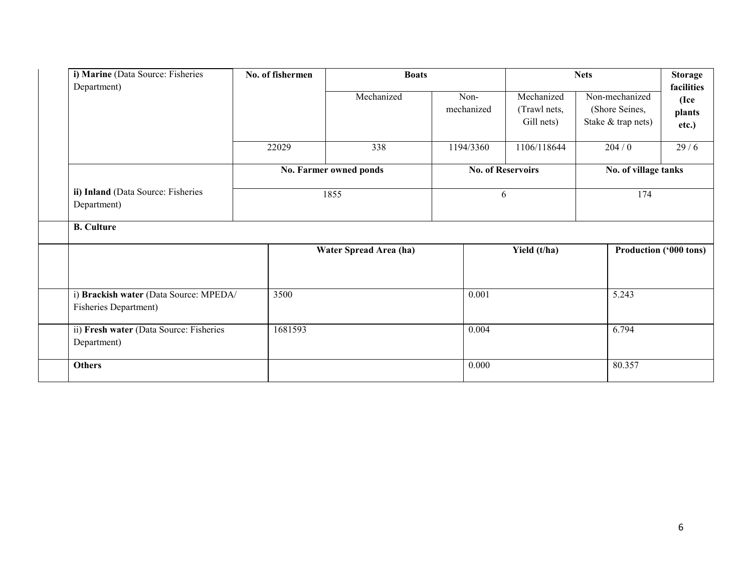| i) **Marine** (Data Source: Fisheries Department) | **No. of fishermen** | **Boats** | | **Nets** | | **Storage facilities (Ice plants etc.)** |
|---|---|---|---|---|---|---|
| | | Mechanized | Non-mechanized | Mechanized (Trawl nets, Gill nets) | Non-mechanized (Shore Seines, Stake & trap nets) | |
| | 22029 | 338 | 1194/3360 | 1106/118644 | 204 / 0 | 29 / 6 |

| | **No. Farmer owned ponds** | **No. of Reservoirs** | **No. of village tanks** |
|---|---|---|---|
| ii) **Inland** (Data Source: Fisheries Department) | 1855 | 6 | 174 |

**B. Culture**

| | **Water Spread Area (ha)** | **Yield (t/ha)** | **Production ('000 tons)** |
|---|---|---|---|
| i) **Brackish water** (Data Source: MPEDA/ Fisheries Department) | 3500 | 0.001 | 5.243 |
| ii) **Fresh water** (Data Source: Fisheries Department) | 1681593 | 0.004 | 6.794 |
| **Others** | | 0.000 | 80.357 |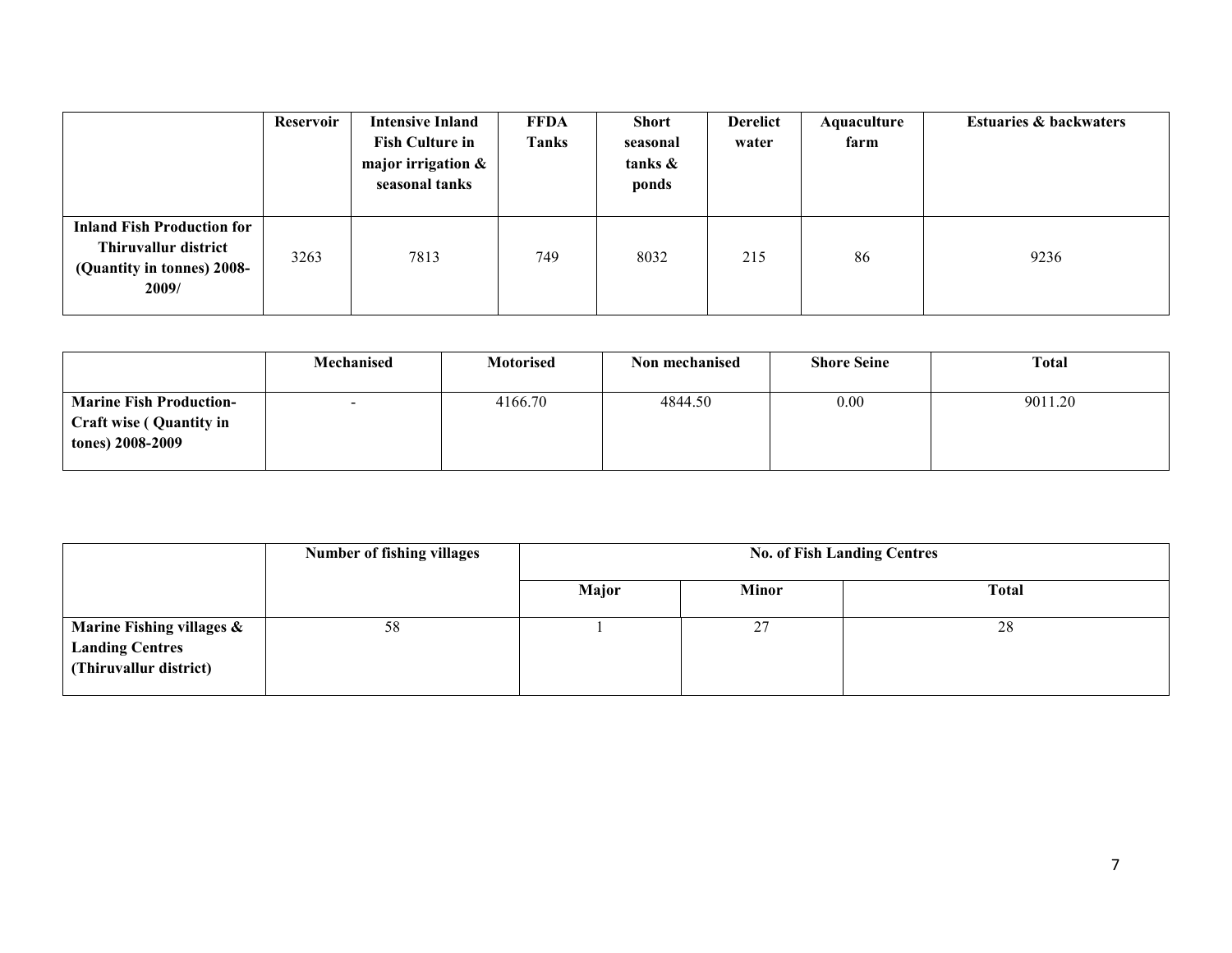| | Reservoir | Intensive Inland Fish Culture in major irrigation & seasonal tanks | FFDA Tanks | Short seasonal tanks & ponds | Derelict water | Aquaculture farm | Estuaries & backwaters |
|---|---|---|---|---|---|---|---|
| **Inland Fish Production for Thiruvallur district (Quantity in tonnes) 2008-2009/** | 3263 | 7813 | 749 | 8032 | 215 | 86 | 9236 |

| | Mechanised | Motorised | Non mechanised | Shore Seine | Total |
|---|---|---|---|---|---|
| **Marine Fish Production- Craft wise ( Quantity in tones) 2008-2009** | - | 4166.70 | 4844.50 | 0.00 | 9011.20 |

| | Number of fishing villages | No. of Fish Landing Centres | | |
|---|---|---|---|---|
| | | Major | Minor | Total |
| **Marine Fishing villages & Landing Centres (Thiruvallur district)** | 58 | 1 | 27 | 28 |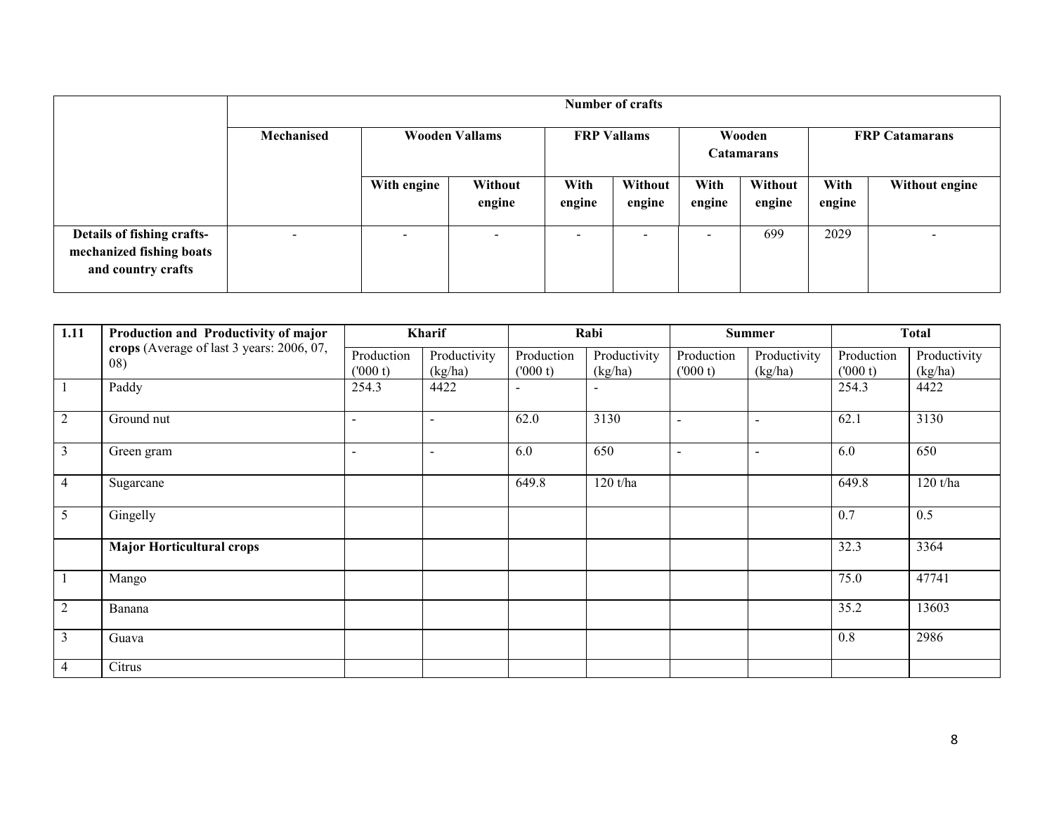| | Number of crafts | | | | | | | | |
|---|---|---|---|---|---|---|---|---|---|
| | Mechanised | Wooden Vallams | | FRP Vallams | | Wooden Catamarans | | FRP Catamarans | |
| | | With engine | Without engine | With engine | Without engine | With engine | Without engine | With engine | Without engine |
| **Details of fishing crafts- mechanized fishing boats and country crafts** | - | - | - | - | - | - | 699 | 2029 | - |

| 1.11 | Production and Productivity of major crops (Average of last 3 years: 2006, 07, 08) | Kharif | | Rabi | | Summer | | Total | |
|---|---|---|---|---|---|---|---|---|---|
| | | Production ('000 t) | Productivity (kg/ha) | Production ('000 t) | Productivity (kg/ha) | Production ('000 t) | Productivity (kg/ha) | Production ('000 t) | Productivity (kg/ha) |
| 1 | Paddy | 254.3 | 4422 | - | - | | | 254.3 | 4422 |
| 2 | Ground nut | - | - | 62.0 | 3130 | - | - | 62.1 | 3130 |
| 3 | Green gram | - | - | 6.0 | 650 | - | - | 6.0 | 650 |
| 4 | Sugarcane | | | 649.8 | 120 t/ha | | | 649.8 | 120 t/ha |
| 5 | Gingelly | | | | | | | 0.7 | 0.5 |
| | **Major Horticultural crops** | | | | | | | 32.3 | 3364 |
| 1 | Mango | | | | | | | 75.0 | 47741 |
| 2 | Banana | | | | | | | 35.2 | 13603 |
| 3 | Guava | | | | | | | 0.8 | 2986 |
| 4 | Citrus | | | | | | | | |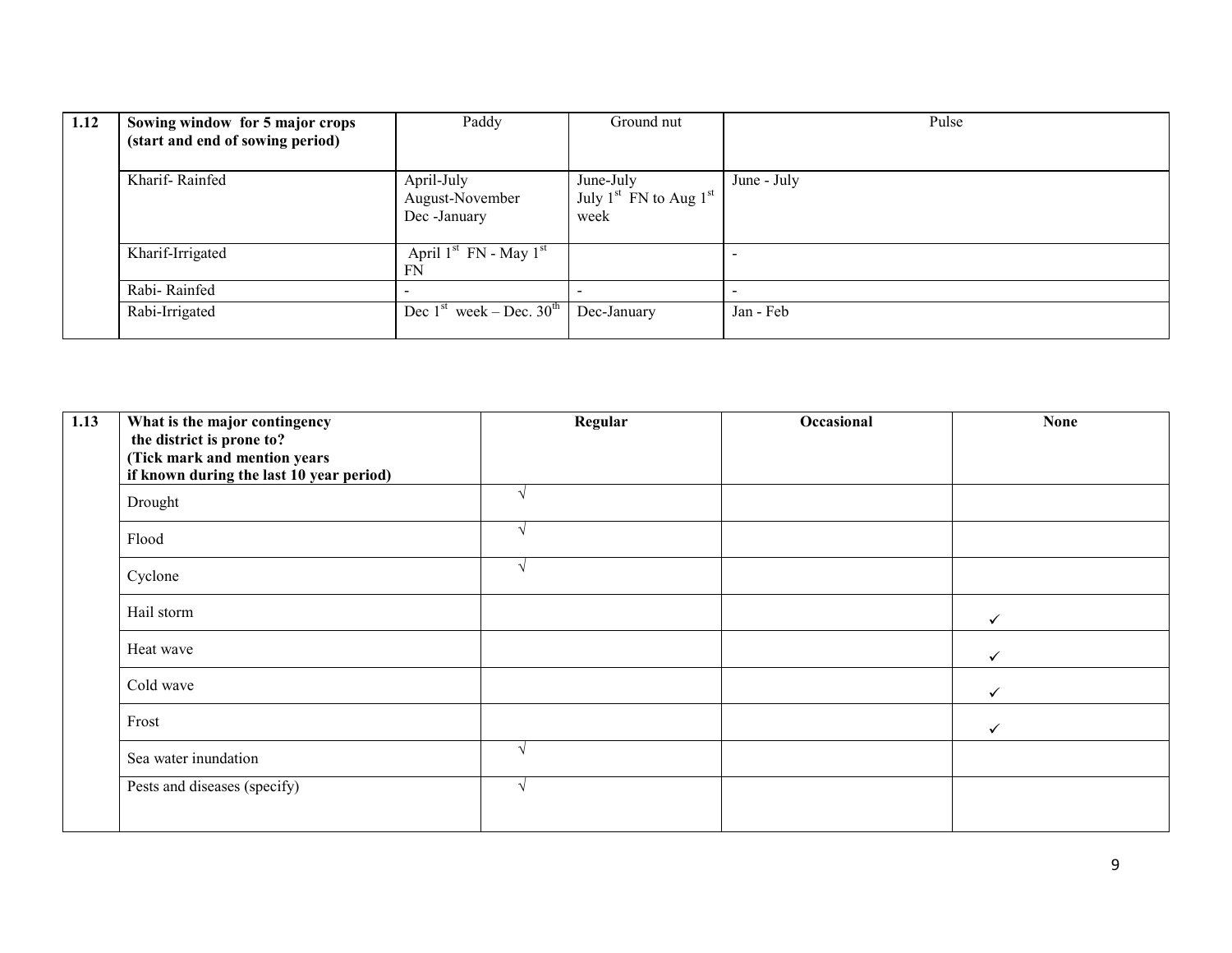| 1.12 | Sowing window for 5 major crops (start and end of sowing period) | Paddy | Ground nut | Pulse |
|---|---|---|---|---|
| | Kharif- Rainfed | April-July<br>August-November<br>Dec -January | June-July<br>July 1st FN to Aug 1st week | June - July |
| | Kharif-Irrigated | April 1st FN - May 1st FN | | - |
| | Rabi- Rainfed | - | - | - |
| | Rabi-Irrigated | Dec 1st week – Dec. 30th | Dec-January | Jan - Feb |

| 1.13 | What is the major contingency the district is prone to? (Tick mark and mention years if known during the last 10 year period) | Regular | Occasional | None |
|---|---|---|---|---|
| | Drought | √ | | |
| | Flood | √ | | |
| | Cyclone | √ | | |
| | Hail storm | | | ✓ |
| | Heat wave | | | ✓ |
| | Cold wave | | | ✓ |
| | Frost | | | ✓ |
| | Sea water inundation | √ | | |
| | Pests and diseases (specify) | √ | | |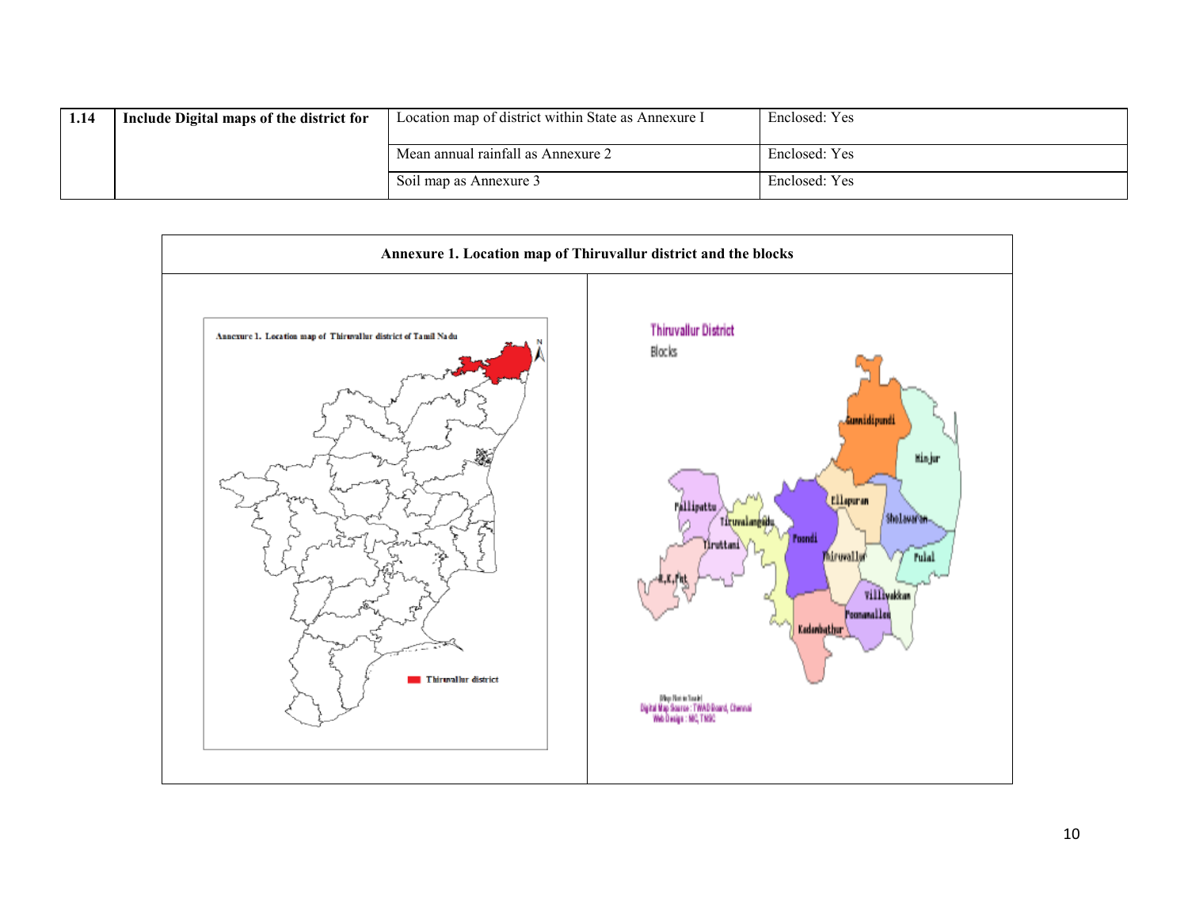| 1.14 | **Include Digital maps of the district for** | Location map of district within State as Annexure I | Enclosed: Yes |
|---|---|---|---|
| | | Mean annual rainfall as Annexure 2 | Enclosed: Yes |
| | | Soil map as Annexure 3 | Enclosed: Yes |

**Annexure 1. Location map of Thiruvallur district and the blocks**

Annexure 1. Location map of Thiruvallur district of Tamil Nadu

Thiruvallur district

Thiruvallur District

Blocks

Gummidipundi, Minjur, Ellapuram, Sholavaram, Pallipattu, Tiruvalangadu, Poondi, Tiruttani, Thiruvallur, Pulal, R.K.Pet, Villivakkam, Poonamallee, Kadambathur

Map Not to Scale

Digital Map Source : TWAD Board, Chennai

Web Design : NIC, TNSC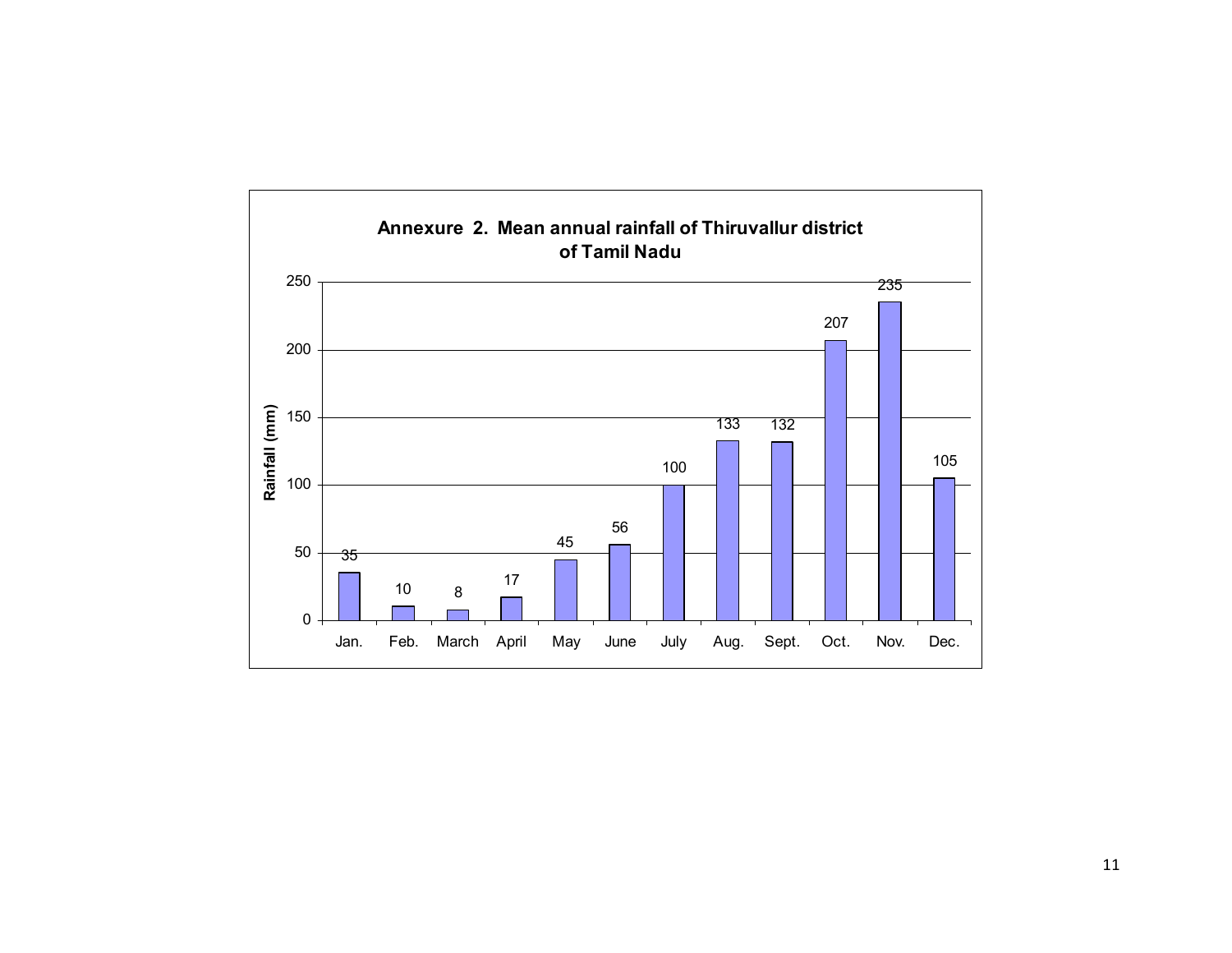**Annexure 2. Mean annual rainfall of Thiruvallur district of Tamil Nadu**

| Month | Rainfall (mm) |
|---|---|
| Jan. | 35 |
| Feb. | 10 |
| March | 8 |
| April | 17 |
| May | 45 |
| June | 56 |
| July | 100 |
| Aug. | 133 |
| Sept. | 132 |
| Oct. | 207 |
| Nov. | 235 |
| Dec. | 105 |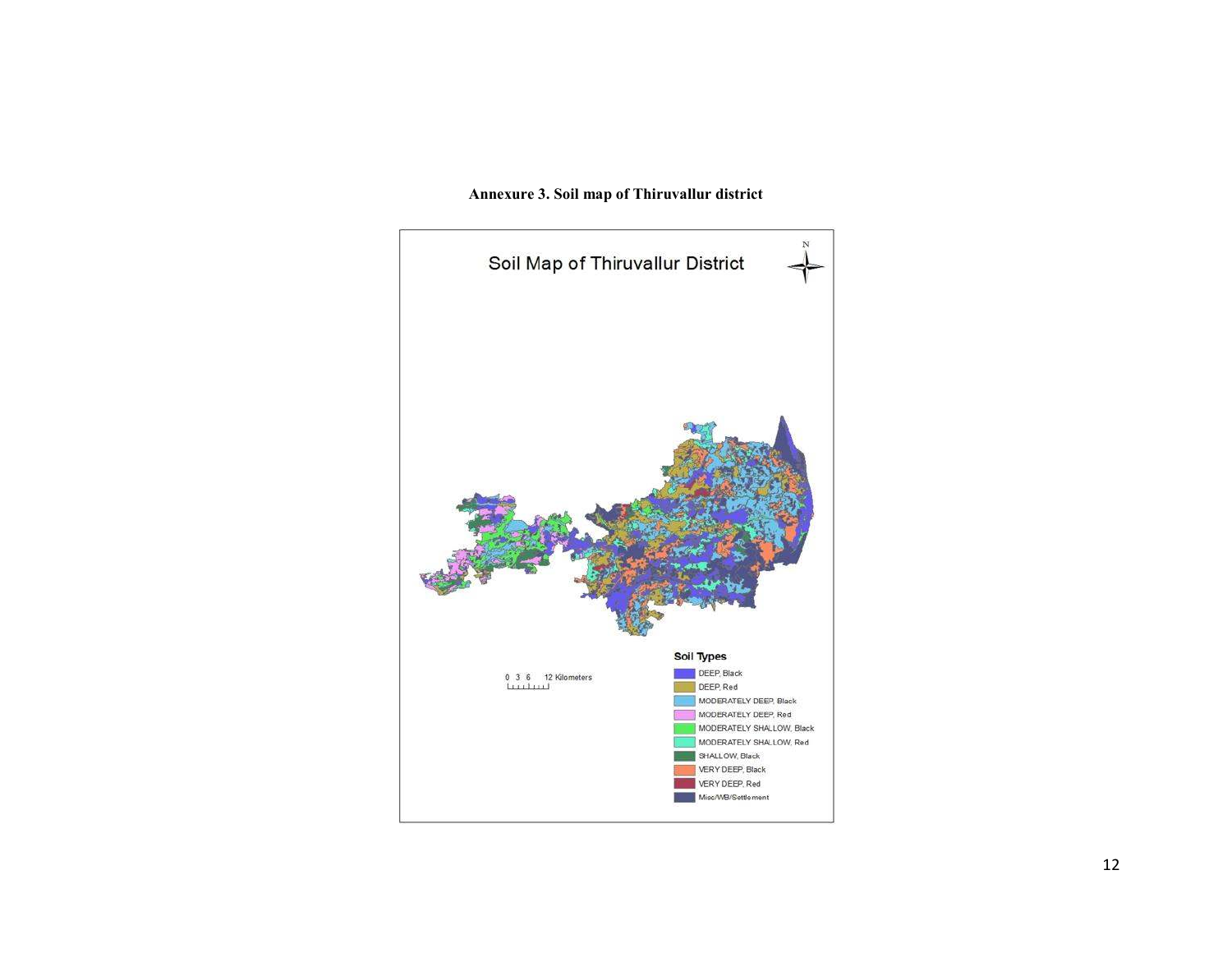**Annexure 3. Soil map of Thiruvallur district**

Soil Map of Thiruvallur District

N

0 3 6 12 Kilometers

**Soil Types**

- DEEP, Black
- DEEP, Red
- MODERATELY DEEP, Black
- MODERATELY DEEP, Red
- MODERATELY SHALLOW, Black
- MODERATELY SHALLOW, Red
- SHALLOW, Black
- VERY DEEP, Black
- VERY DEEP, Red
- Misc/WB/Settlement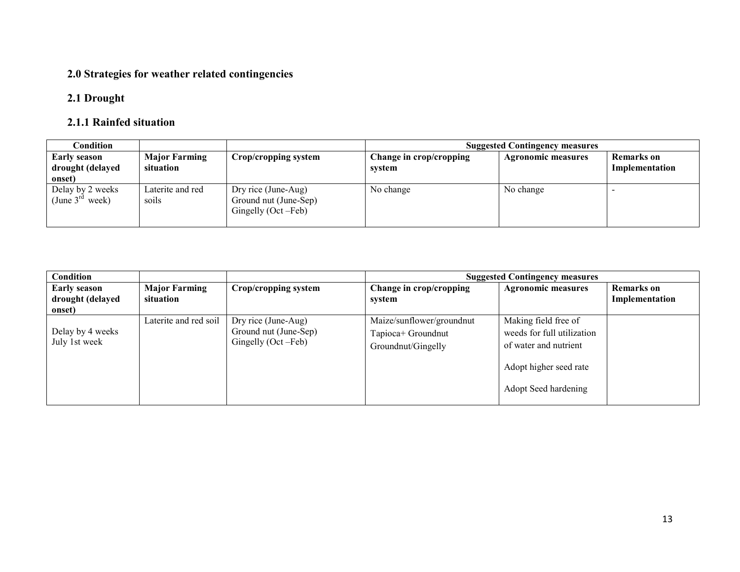## 2.0 Strategies for weather related contingencies

### 2.1 Drought

#### 2.1.1 Rainfed situation

| Condition | | | Suggested Contingency measures | | |
|---|---|---|---|---|---|
| **Early season drought (delayed onset)** | **Major Farming situation** | **Crop/cropping system** | **Change in crop/cropping system** | **Agronomic measures** | **Remarks on Implementation** |
| Delay by 2 weeks (June 3rd week) | Laterite and red soils | Dry rice (June-Aug)<br>Ground nut (June-Sep)<br>Gingelly (Oct –Feb) | No change | No change | - |

| Condition | | | Suggested Contingency measures | | |
|---|---|---|---|---|---|
| **Early season drought (delayed onset)** | **Major Farming situation** | **Crop/cropping system** | **Change in crop/cropping system** | **Agronomic measures** | **Remarks on Implementation** |
| Delay by 4 weeks July 1st week | Laterite and red soil | Dry rice (June-Aug)<br>Ground nut (June-Sep)<br>Gingelly (Oct –Feb) | Maize/sunflower/groundnut<br>Tapioca+ Groundnut<br>Groundnut/Gingelly | Making field free of weeds for full utilization of water and nutrient<br><br>Adopt higher seed rate<br><br>Adopt Seed hardening | |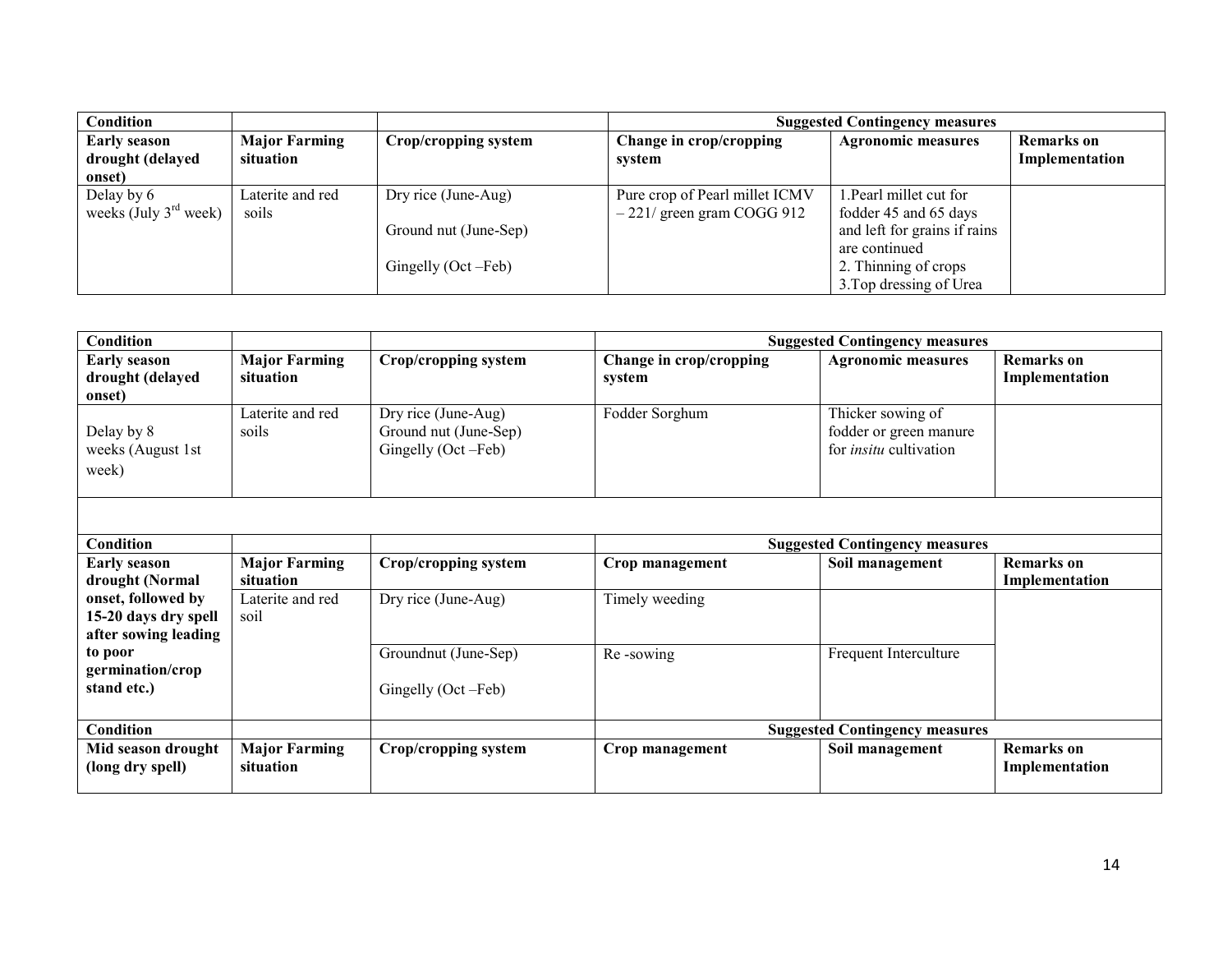| Condition | | | Suggested Contingency measures | | |
|---|---|---|---|---|---|
| **Early season drought (delayed onset)** | **Major Farming situation** | **Crop/cropping system** | **Change in crop/cropping system** | **Agronomic measures** | **Remarks on Implementation** |
| Delay by 6 weeks (July 3rd week) | Laterite and red soils | Dry rice (June-Aug)<br>Ground nut (June-Sep)<br>Gingelly (Oct –Feb) | Pure crop of Pearl millet ICMV – 221/ green gram COGG 912 | 1.Pearl millet cut for fodder 45 and 65 days and left for grains if rains are continued<br>2. Thinning of crops<br>3.Top dressing of Urea | |

| Condition | | | Suggested Contingency measures | | |
|---|---|---|---|---|---|
| **Early season drought (delayed onset)** | **Major Farming situation** | **Crop/cropping system** | **Change in crop/cropping system** | **Agronomic measures** | **Remarks on Implementation** |
| Delay by 8 weeks (August 1st week) | Laterite and red soils | Dry rice (June-Aug)<br>Ground nut (June-Sep)<br>Gingelly (Oct –Feb) | Fodder Sorghum | Thicker sowing of fodder or green manure for *insitu* cultivation | |

| Condition | | | Suggested Contingency measures | | |
|---|---|---|---|---|---|
| **Early season drought (Normal onset, followed by 15-20 days dry spell after sowing leading to poor germination/crop stand etc.)** | **Major Farming situation** | **Crop/cropping system** | **Crop management** | **Soil management** | **Remarks on Implementation** |
| | Laterite and red soil | Dry rice (June-Aug) | Timely weeding | | |
| | | Groundnut (June-Sep)<br>Gingelly (Oct –Feb) | Re -sowing | Frequent Interculture | |

| Condition | | | Suggested Contingency measures | | |
|---|---|---|---|---|---|
| **Mid season drought (long dry spell)** | **Major Farming situation** | **Crop/cropping system** | **Crop management** | **Soil management** | **Remarks on Implementation** |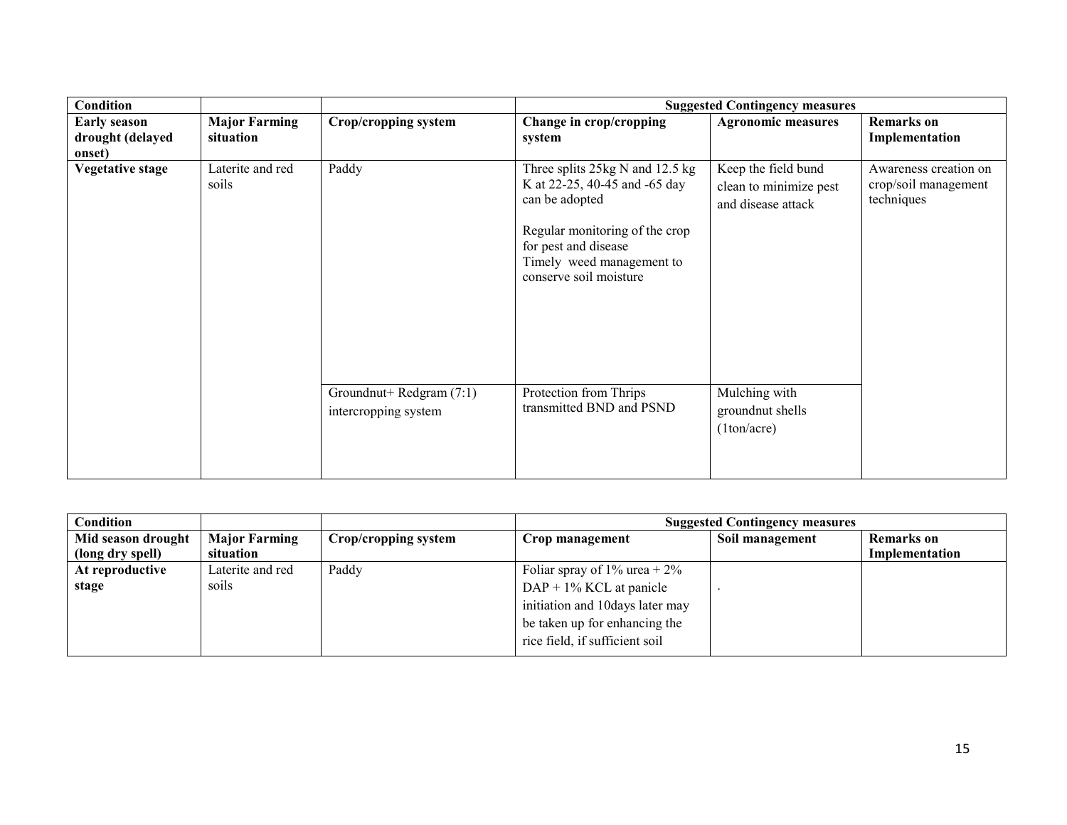| Condition | | | Suggested Contingency measures | | |
|---|---|---|---|---|---|
| **Early season drought (delayed onset)** | **Major Farming situation** | **Crop/cropping system** | **Change in crop/cropping system** | **Agronomic measures** | **Remarks on Implementation** |
| **Vegetative stage** | Laterite and red soils | Paddy | Three splits 25kg N and 12.5 kg K at 22-25, 40-45 and -65 day can be adopted<br><br>Regular monitoring of the crop for pest and disease<br>Timely weed management to conserve soil moisture | Keep the field bund clean to minimize pest and disease attack | Awareness creation on crop/soil management techniques |
| | | Groundnut+ Redgram (7:1) intercropping system | Protection from Thrips transmitted BND and PSND | Mulching with groundnut shells (1ton/acre) | |

| Condition | | | Suggested Contingency measures | | |
|---|---|---|---|---|---|
| **Mid season drought (long dry spell)** | **Major Farming situation** | **Crop/cropping system** | **Crop management** | **Soil management** | **Remarks on Implementation** |
| **At reproductive stage** | Laterite and red soils | Paddy | Foliar spray of 1% urea + 2% DAP + 1% KCL at panicle initiation and 10days later may be taken up for enhancing the rice field, if sufficient soil | . | |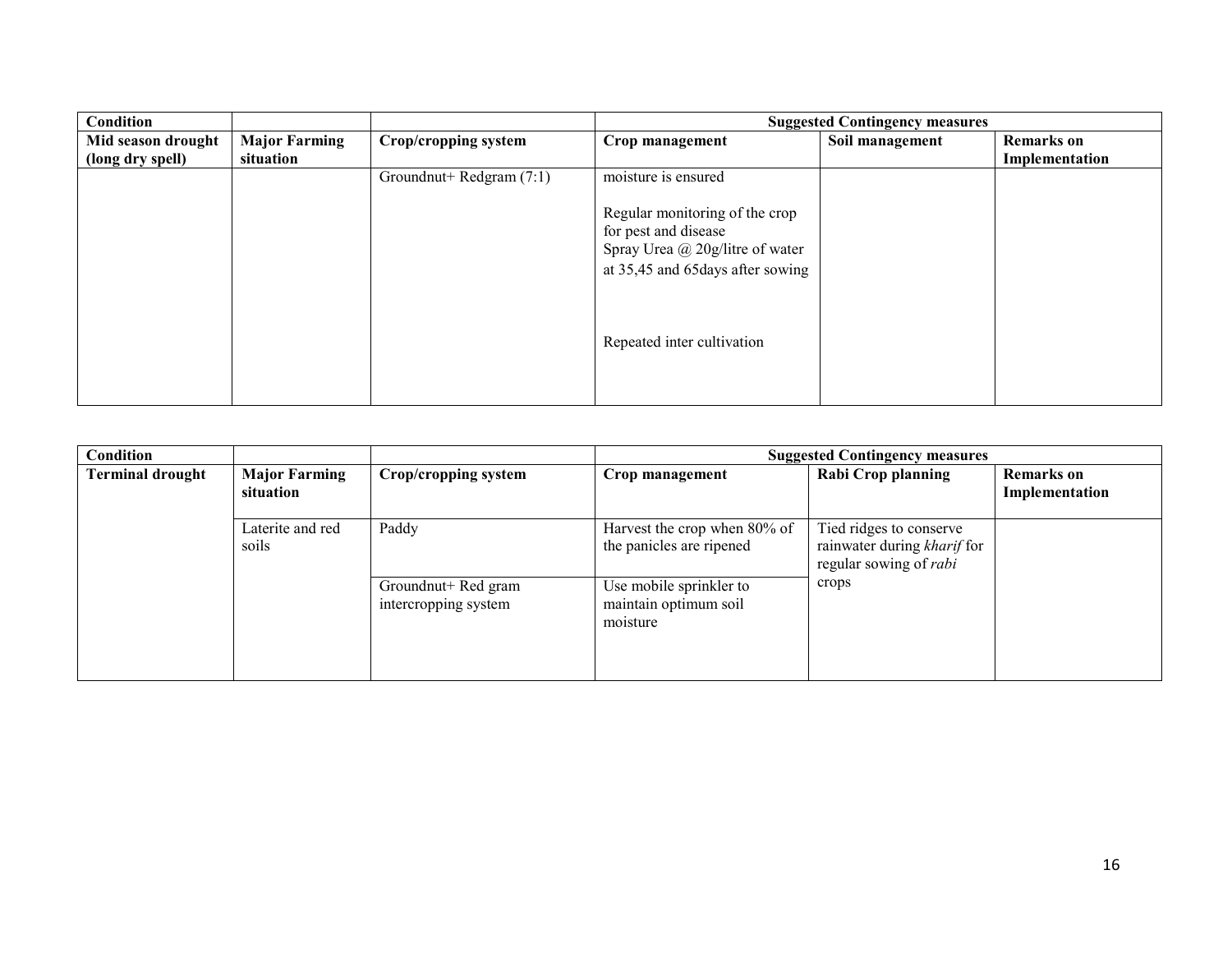| Condition | | | Suggested Contingency measures | | |
|---|---|---|---|---|---|
| **Mid season drought (long dry spell)** | **Major Farming situation** | **Crop/cropping system** | **Crop management** | **Soil management** | **Remarks on Implementation** |
| | | Groundnut+ Redgram (7:1) | moisture is ensured<br><br>Regular monitoring of the crop for pest and disease<br>Spray Urea @ 20g/litre of water at 35,45 and 65days after sowing<br><br>Repeated inter cultivation | | |

| Condition | | | Suggested Contingency measures | | |
|---|---|---|---|---|---|
| **Terminal drought** | **Major Farming situation** | **Crop/cropping system** | **Crop management** | **Rabi Crop planning** | **Remarks on Implementation** |
| | Laterite and red soils | Paddy | Harvest the crop when 80% of the panicles are ripened | Tied ridges to conserve rainwater during *kharif* for regular sowing of *rabi* crops | |
| | | Groundnut+ Red gram intercropping system | Use mobile sprinkler to maintain optimum soil moisture | | |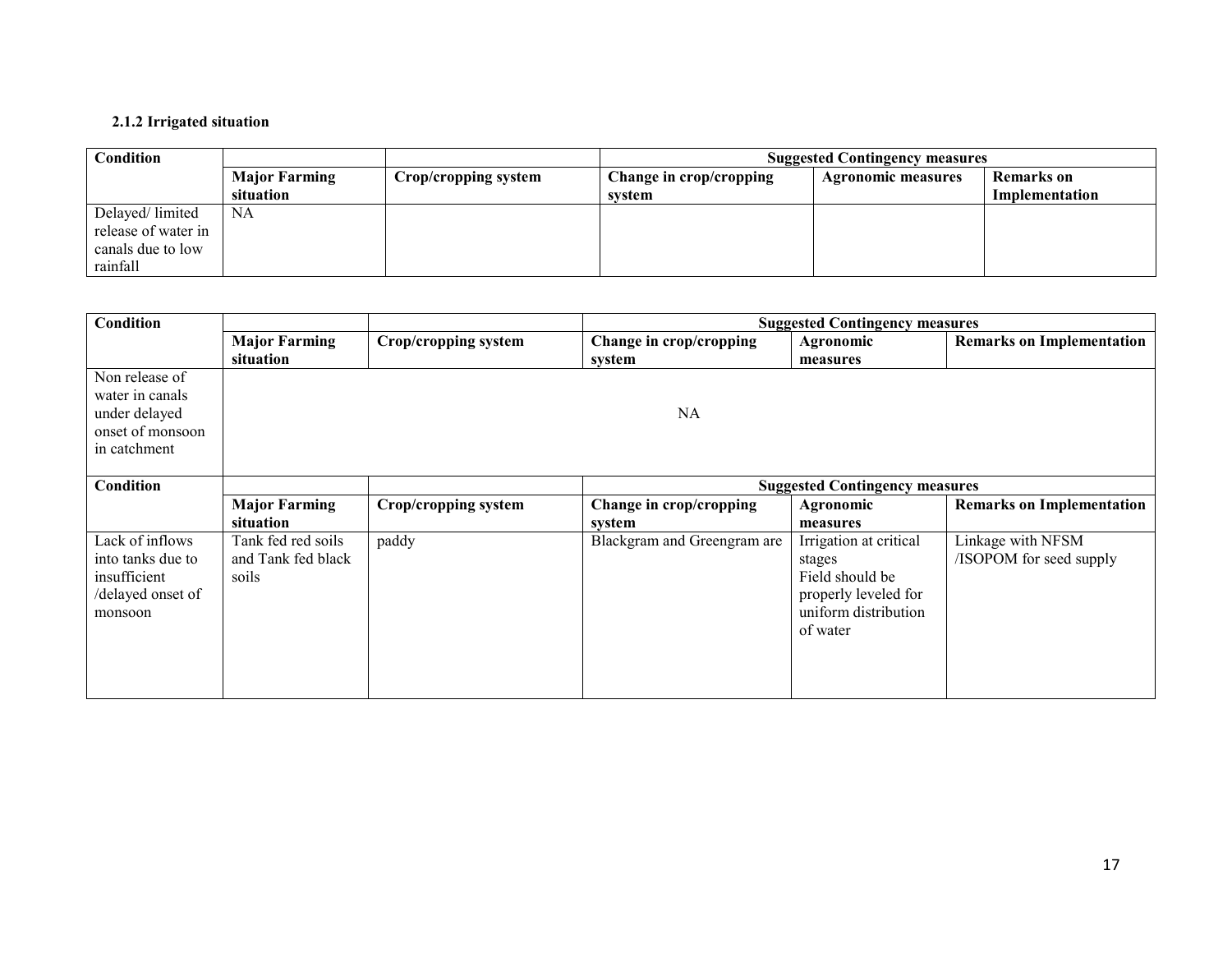#### 2.1.2 Irrigated situation

| Condition | | | Suggested Contingency measures | | |
|---|---|---|---|---|---|
| | Major Farming situation | Crop/cropping system | Change in crop/cropping system | Agronomic measures | Remarks on Implementation |
| Delayed/ limited release of water in canals due to low rainfall | NA | | | | |

| Condition | | | Suggested Contingency measures | | |
|---|---|---|---|---|---|
| | Major Farming situation | Crop/cropping system | Change in crop/cropping system | Agronomic measures | Remarks on Implementation |
| Non release of water in canals under delayed onset of monsoon in catchment | NA | | | | |
| **Condition** | | | **Suggested Contingency measures** | | |
| | **Major Farming situation** | **Crop/cropping system** | **Change in crop/cropping system** | **Agronomic measures** | **Remarks on Implementation** |
| Lack of inflows into tanks due to insufficient /delayed onset of monsoon | Tank fed red soils and Tank fed black soils | paddy | Blackgram and Greengram are | Irrigation at critical stages<br>Field should be properly leveled for uniform distribution of water | Linkage with NFSM /ISOPOM for seed supply |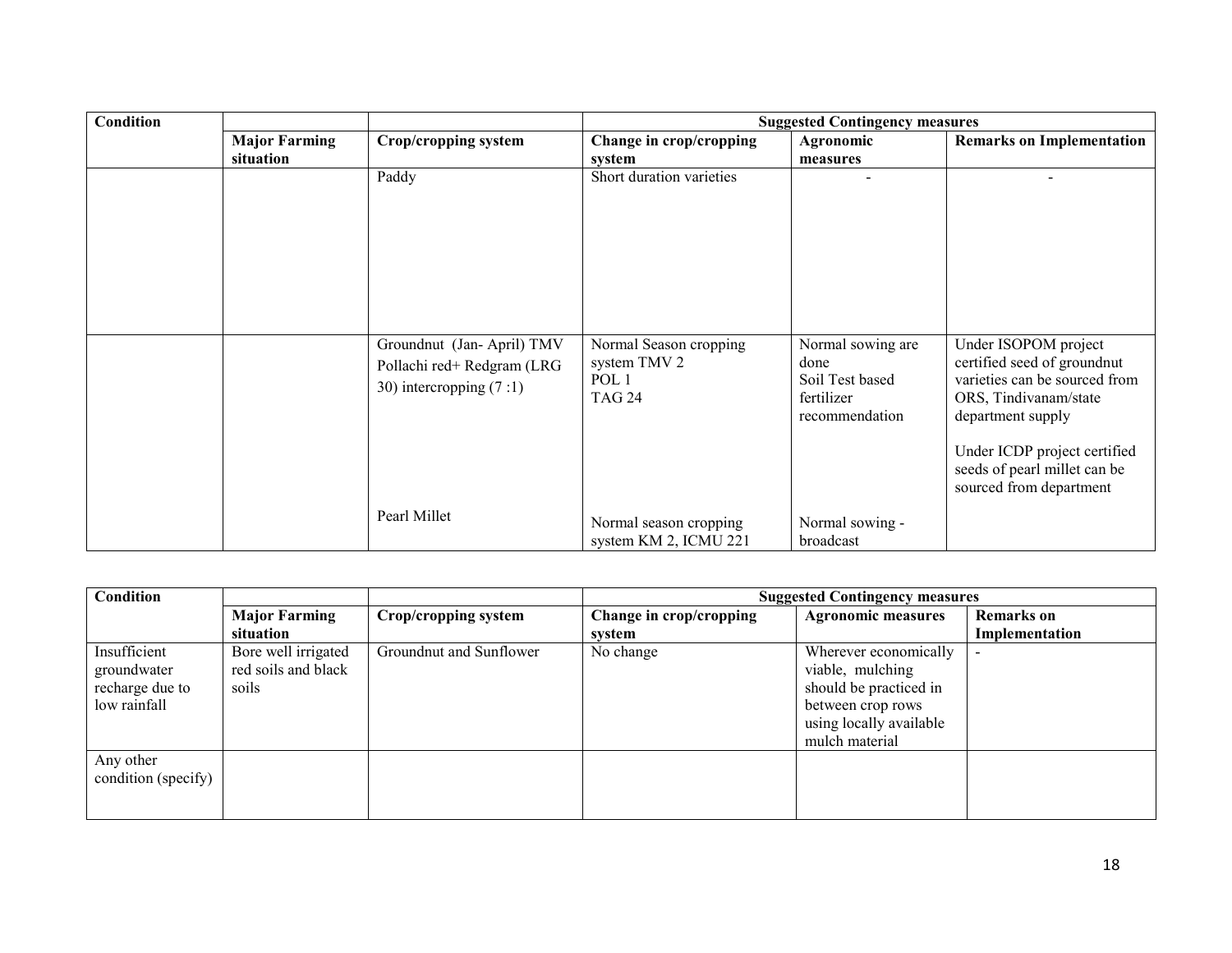| Condition | | | Suggested Contingency measures | | |
|---|---|---|---|---|---|
| | Major Farming situation | Crop/cropping system | Change in crop/cropping system | Agronomic measures | Remarks on Implementation |
| | | Paddy | Short duration varieties | - | - |
| | | Groundnut (Jan- April) TMV Pollachi red+ Redgram (LRG 30) intercropping (7 :1) | Normal Season cropping system TMV 2 POL 1 TAG 24 | Normal sowing are done Soil Test based fertilizer recommendation | Under ISOPOM project certified seed of groundnut varieties can be sourced from ORS, Tindivanam/state department supply<br><br>Under ICDP project certified seeds of pearl millet can be sourced from department |
| | | Pearl Millet | Normal season cropping system KM 2, ICMU 221 | Normal sowing - broadcast | |

| Condition | | | Suggested Contingency measures | | |
|---|---|---|---|---|---|
| | Major Farming situation | Crop/cropping system | Change in crop/cropping system | Agronomic measures | Remarks on Implementation |
| Insufficient groundwater recharge due to low rainfall | Bore well irrigated red soils and black soils | Groundnut and Sunflower | No change | Wherever economically viable, mulching should be practiced in between crop rows using locally available mulch material | - |
| Any other condition (specify) | | | | | |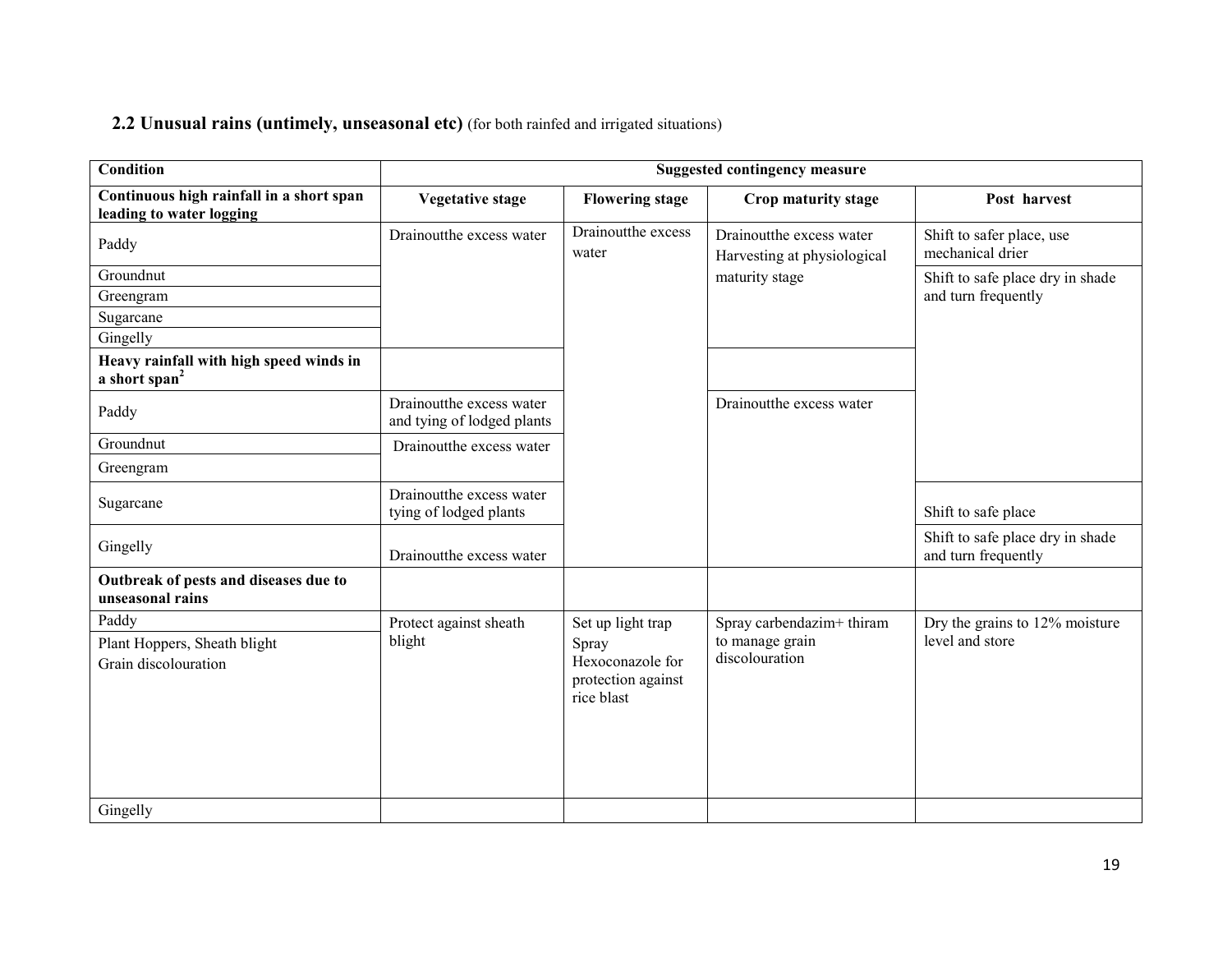## 2.2 Unusual rains (untimely, unseasonal etc) (for both rainfed and irrigated situations)

| Condition | Suggested contingency measure | | | |
|---|---|---|---|---|
| **Continuous high rainfall in a short span leading to water logging** | **Vegetative stage** | **Flowering stage** | **Crop maturity stage** | **Post harvest** |
| Paddy | Drainoutthe excess water | Drainoutthe excess water | Drainoutthe excess water Harvesting at physiological maturity stage | Shift to safer place, use mechanical drier |
| Groundnut | | | | Shift to safe place dry in shade and turn frequently |
| Greengram | | | | |
| Sugarcane | | | | |
| Gingelly | | | | |
| **Heavy rainfall with high speed winds in a short span**[2] | | | | |
| Paddy | Drainoutthe excess water and tying of lodged plants | | Drainoutthe excess water | |
| Groundnut | Drainoutthe excess water | | | |
| Greengram | | | | |
| Sugarcane | Drainoutthe excess water tying of lodged plants | | | Shift to safe place |
| Gingelly | Drainoutthe excess water | | | Shift to safe place dry in shade and turn frequently |
| **Outbreak of pests and diseases due to unseasonal rains** | | | | |
| Paddy | Protect against sheath blight | Set up light trap Spray Hexoconazole for protection against rice blast | Spray carbendazim+ thiram to manage grain discolouration | Dry the grains to 12% moisture level and store |
| Plant Hoppers, Sheath blight Grain discolouration | | | | |
| Gingelly | | | | |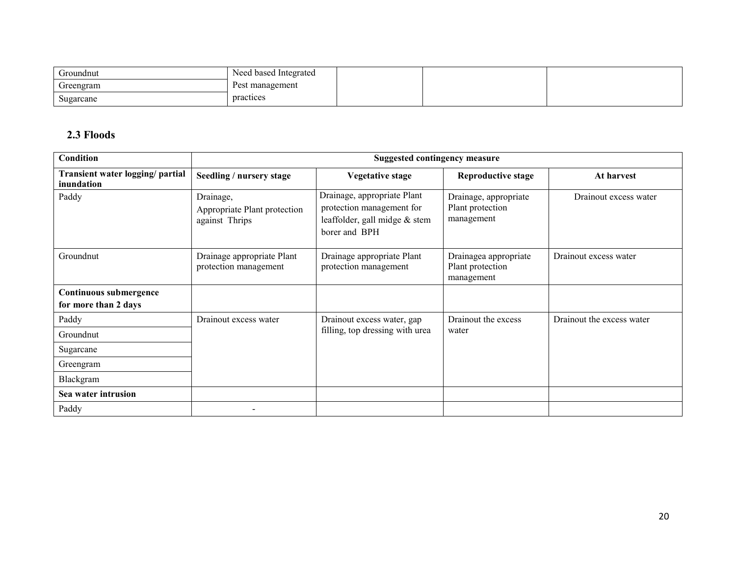| Groundnut | Need based Integrated Pest management practices | | | |
|---|---|---|---|---|
| Greengram | | | | |
| Sugarcane | | | | |

### 2.3 Floods

| Condition | Suggested contingency measure | | | |
|---|---|---|---|---|
| **Transient water logging/ partial inundation** | **Seedling / nursery stage** | **Vegetative stage** | **Reproductive stage** | **At harvest** |
| Paddy | Drainage, Appropriate Plant protection against Thrips | Drainage, appropriate Plant protection management for leaffolder, gall midge & stem borer and BPH | Drainage, appropriate Plant protection management | Drainout excess water |
| Groundnut | Drainage appropriate Plant protection management | Drainage appropriate Plant protection management | Drainagea appropriate Plant protection management | Drainout excess water |
| **Continuous submergence for more than 2 days** | | | | |
| Paddy | Drainout excess water | Drainout excess water, gap filling, top dressing with urea | Drainout the excess water | Drainout the excess water |
| Groundnut | | | | |
| Sugarcane | | | | |
| Greengram | | | | |
| Blackgram | | | | |
| **Sea water intrusion** | | | | |
| Paddy | - | | | |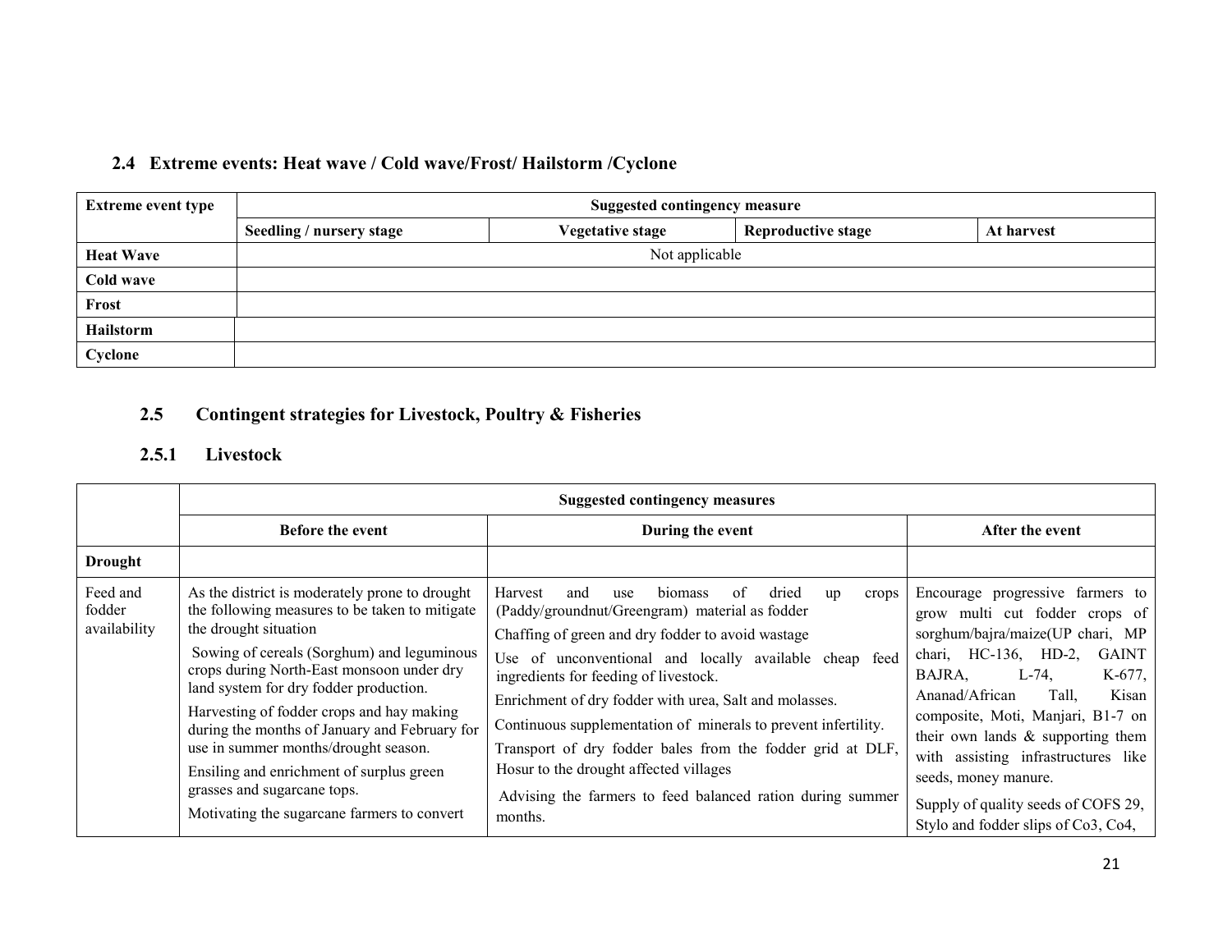## 2.4 Extreme events: Heat wave / Cold wave/Frost/ Hailstorm /Cyclone

| Extreme event type | Suggested contingency measure | | | |
|---|---|---|---|---|
| | Seedling / nursery stage | Vegetative stage | Reproductive stage | At harvest |
| **Heat Wave** | Not applicable | | | |
| **Cold wave** | | | | |
| **Frost** | | | | |
| **Hailstorm** | | | | |
| **Cyclone** | | | | |

## 2.5 Contingent strategies for Livestock, Poultry & Fisheries

### 2.5.1 Livestock

| | Suggested contingency measures | | |
|---|---|---|---|
| | **Before the event** | **During the event** | **After the event** |
| **Drought** | | | |
| Feed and fodder availability | As the district is moderately prone to drought the following measures to be taken to mitigate the drought situation<br><br>Sowing of cereals (Sorghum) and leguminous crops during North-East monsoon under dry land system for dry fodder production.<br><br>Harvesting of fodder crops and hay making during the months of January and February for use in summer months/drought season.<br><br>Ensiling and enrichment of surplus green grasses and sugarcane tops.<br><br>Motivating the sugarcane farmers to convert | Harvest and use biomass of dried up crops (Paddy/groundnut/Greengram) material as fodder<br><br>Chaffing of green and dry fodder to avoid wastage<br><br>Use of unconventional and locally available cheap feed ingredients for feeding of livestock.<br><br>Enrichment of dry fodder with urea, Salt and molasses.<br><br>Continuous supplementation of minerals to prevent infertility.<br><br>Transport of dry fodder bales from the fodder grid at DLF, Hosur to the drought affected villages<br><br>Advising the farmers to feed balanced ration during summer months. | Encourage progressive farmers to grow multi cut fodder crops of sorghum/bajra/maize(UP chari, MP chari, HC-136, HD-2, GAINT BAJRA, L-74, K-677, Ananad/African Tall, Kisan composite, Moti, Manjari, B1-7 on their own lands & supporting them with assisting infrastructures like seeds, money manure.<br><br>Supply of quality seeds of COFS 29, Stylo and fodder slips of Co3, Co4, |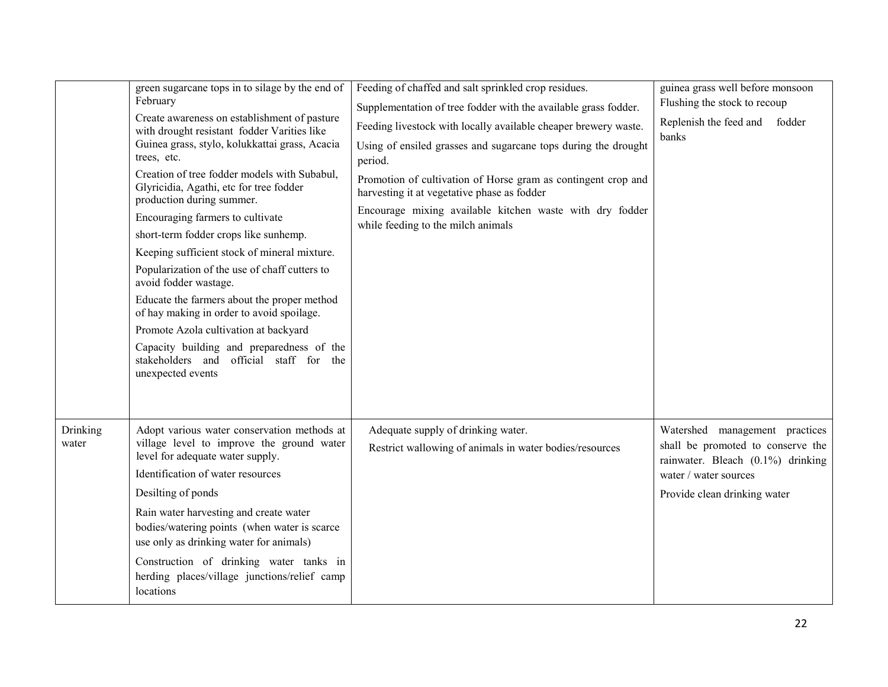| | | | |
|---|---|---|---|
| | green sugarcane tops in to silage by the end of February<br>Create awareness on establishment of pasture with drought resistant fodder Varities like Guinea grass, stylo, kolukkattai grass, Acacia trees, etc.<br>Creation of tree fodder models with Subabul, Glyricidia, Agathi, etc for tree fodder production during summer.<br>Encouraging farmers to cultivate<br>short-term fodder crops like sunhemp.<br>Keeping sufficient stock of mineral mixture.<br>Popularization of the use of chaff cutters to avoid fodder wastage.<br>Educate the farmers about the proper method of hay making in order to avoid spoilage.<br>Promote Azola cultivation at backyard<br>Capacity building and preparedness of the stakeholders and official staff for the unexpected events | Feeding of chaffed and salt sprinkled crop residues.<br>Supplementation of tree fodder with the available grass fodder.<br>Feeding livestock with locally available cheaper brewery waste.<br>Using of ensiled grasses and sugarcane tops during the drought period.<br>Promotion of cultivation of Horse gram as contingent crop and harvesting it at vegetative phase as fodder<br>Encourage mixing available kitchen waste with dry fodder while feeding to the milch animals | guinea grass well before monsoon<br>Flushing the stock to recoup<br>Replenish the feed and fodder banks |
| Drinking water | Adopt various water conservation methods at village level to improve the ground water level for adequate water supply.<br>Identification of water resources<br>Desilting of ponds<br>Rain water harvesting and create water bodies/watering points (when water is scarce use only as drinking water for animals)<br>Construction of drinking water tanks in herding places/village junctions/relief camp locations | Adequate supply of drinking water.<br>Restrict wallowing of animals in water bodies/resources | Watershed management practices shall be promoted to conserve the rainwater. Bleach (0.1%) drinking water / water sources<br>Provide clean drinking water |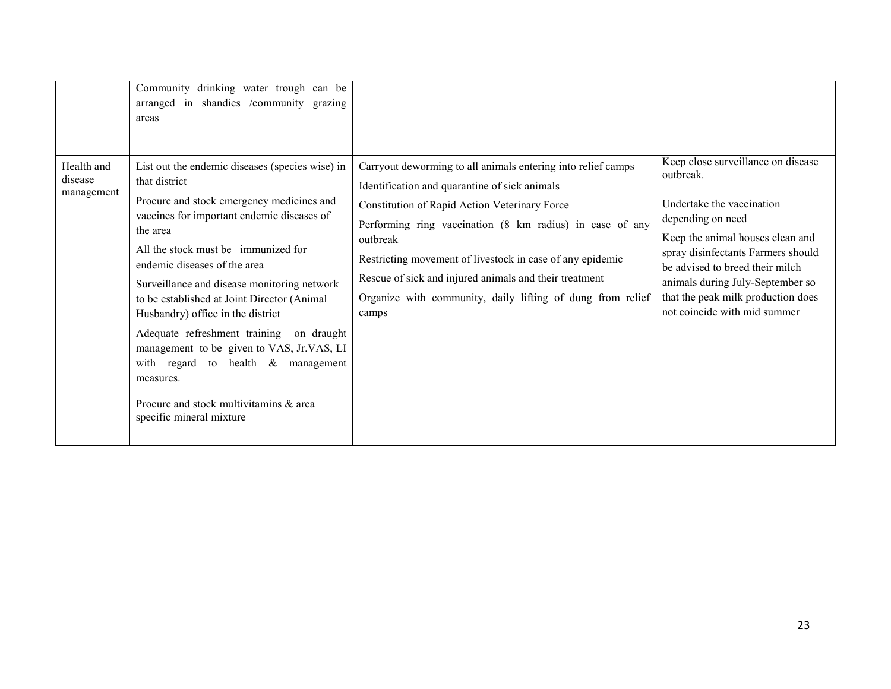| | | | |
|---|---|---|---|
| | Community drinking water trough can be arranged in shandies /community grazing areas | | |
| Health and disease management | List out the endemic diseases (species wise) in that district<br><br>Procure and stock emergency medicines and vaccines for important endemic diseases of the area<br><br>All the stock must be immunized for endemic diseases of the area<br><br>Surveillance and disease monitoring network to be established at Joint Director (Animal Husbandry) office in the district<br><br>Adequate refreshment training on draught management to be given to VAS, Jr.VAS, LI with regard to health & management measures.<br><br>Procure and stock multivitamins & area specific mineral mixture | Carryout deworming to all animals entering into relief camps<br><br>Identification and quarantine of sick animals<br><br>Constitution of Rapid Action Veterinary Force<br><br>Performing ring vaccination (8 km radius) in case of any outbreak<br><br>Restricting movement of livestock in case of any epidemic<br><br>Rescue of sick and injured animals and their treatment<br><br>Organize with community, daily lifting of dung from relief camps | Keep close surveillance on disease outbreak.<br><br>Undertake the vaccination depending on need<br><br>Keep the animal houses clean and spray disinfectants Farmers should be advised to breed their milch animals during July-September so that the peak milk production does not coincide with mid summer |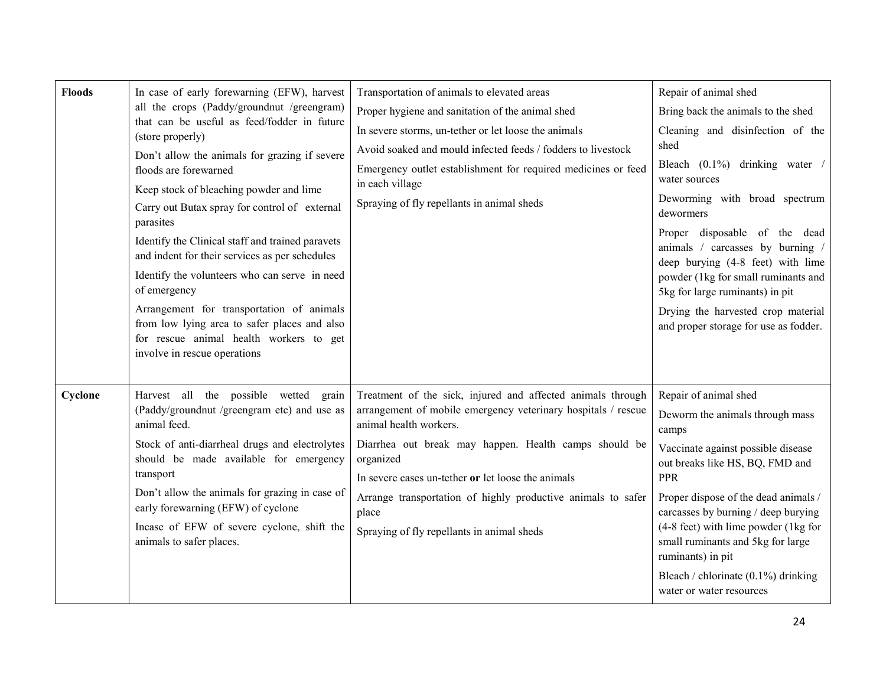| | | | |
|---|---|---|---|
| **Floods** | In case of early forewarning (EFW), harvest all the crops (Paddy/groundnut /greengram) that can be useful as feed/fodder in future (store properly)<br>Don't allow the animals for grazing if severe floods are forewarned<br>Keep stock of bleaching powder and lime<br>Carry out Butax spray for control of external parasites<br>Identify the Clinical staff and trained paravets and indent for their services as per schedules<br>Identify the volunteers who can serve in need of emergency<br>Arrangement for transportation of animals from low lying area to safer places and also for rescue animal health workers to get involve in rescue operations | Transportation of animals to elevated areas<br>Proper hygiene and sanitation of the animal shed<br>In severe storms, un-tether or let loose the animals<br>Avoid soaked and mould infected feeds / fodders to livestock<br>Emergency outlet establishment for required medicines or feed in each village<br>Spraying of fly repellants in animal sheds | Repair of animal shed<br>Bring back the animals to the shed<br>Cleaning and disinfection of the shed<br>Bleach (0.1%) drinking water / water sources<br>Deworming with broad spectrum dewormers<br>Proper disposable of the dead animals / carcasses by burning / deep burying (4-8 feet) with lime powder (1kg for small ruminants and 5kg for large ruminants) in pit<br>Drying the harvested crop material and proper storage for use as fodder. |
| **Cyclone** | Harvest all the possible wetted grain (Paddy/groundnut /greengram etc) and use as animal feed.<br>Stock of anti-diarrheal drugs and electrolytes should be made available for emergency transport<br>Don't allow the animals for grazing in case of early forewarning (EFW) of cyclone<br>Incase of EFW of severe cyclone, shift the animals to safer places. | Treatment of the sick, injured and affected animals through arrangement of mobile emergency veterinary hospitals / rescue animal health workers.<br>Diarrhea out break may happen. Health camps should be organized<br>In severe cases un-tether **or** let loose the animals<br>Arrange transportation of highly productive animals to safer place<br>Spraying of fly repellants in animal sheds | Repair of animal shed<br>Deworm the animals through mass camps<br>Vaccinate against possible disease out breaks like HS, BQ, FMD and PPR<br>Proper dispose of the dead animals / carcasses by burning / deep burying (4-8 feet) with lime powder (1kg for small ruminants and 5kg for large ruminants) in pit<br>Bleach / chlorinate (0.1%) drinking water or water resources |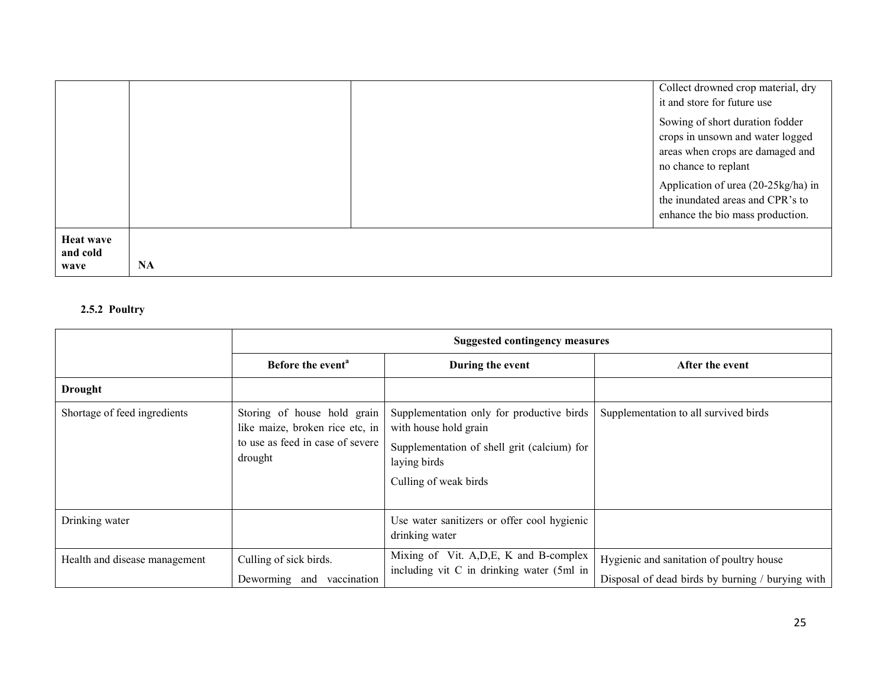| | | | |
|---|---|---|---|
| | | | Collect drowned crop material, dry it and store for future use<br>Sowing of short duration fodder crops in unsown and water logged areas when crops are damaged and no chance to replant<br>Application of urea (20-25kg/ha) in the inundated areas and CPR's to enhance the bio mass production. |
| **Heat wave and cold wave** | **NA** | | |

### 2.5.2 Poultry

| | Suggested contingency measures | | |
|---|---|---|---|
| | **Before the event**[a] | **During the event** | **After the event** |
| **Drought** | | | |
| Shortage of feed ingredients | Storing of house hold grain like maize, broken rice etc, in to use as feed in case of severe drought | Supplementation only for productive birds with house hold grain<br>Supplementation of shell grit (calcium) for laying birds<br>Culling of weak birds | Supplementation to all survived birds |
| Drinking water | | Use water sanitizers or offer cool hygienic drinking water | |
| Health and disease management | Culling of sick birds.<br>Deworming and vaccination | Mixing of Vit. A,D,E, K and B-complex including vit C in drinking water (5ml in | Hygienic and sanitation of poultry house<br>Disposal of dead birds by burning / burying with |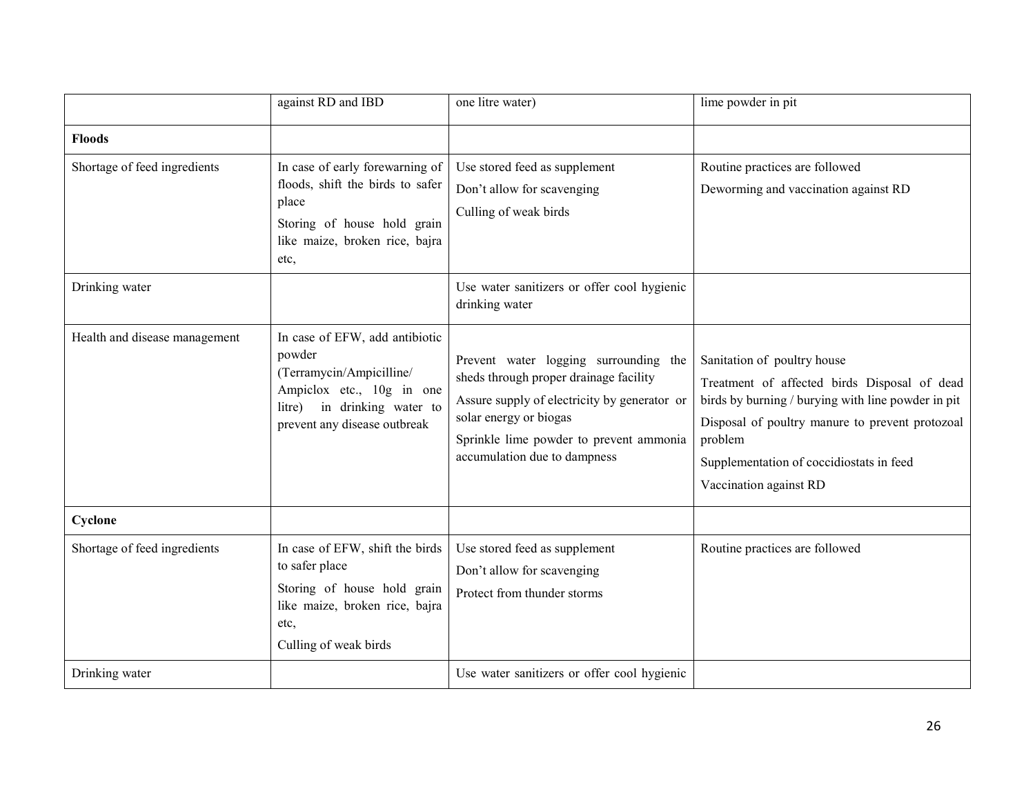| | | | |
|---|---|---|---|
| | against RD and IBD | one litre water) | lime powder in pit |
| **Floods** | | | |
| Shortage of feed ingredients | In case of early forewarning of floods, shift the birds to safer place<br>Storing of house hold grain like maize, broken rice, bajra etc, | Use stored feed as supplement<br>Don't allow for scavenging<br>Culling of weak birds | Routine practices are followed<br>Deworming and vaccination against RD |
| Drinking water | | Use water sanitizers or offer cool hygienic drinking water | |
| Health and disease management | In case of EFW, add antibiotic powder (Terramycin/Ampicilline/ Ampiclox etc., 10g in one litre) in drinking water to prevent any disease outbreak | Prevent water logging surrounding the sheds through proper drainage facility<br>Assure supply of electricity by generator or solar energy or biogas<br>Sprinkle lime powder to prevent ammonia accumulation due to dampness | Sanitation of poultry house<br>Treatment of affected birds Disposal of dead birds by burning / burying with line powder in pit<br>Disposal of poultry manure to prevent protozoal problem<br>Supplementation of coccidiostats in feed<br>Vaccination against RD |
| **Cyclone** | | | |
| Shortage of feed ingredients | In case of EFW, shift the birds to safer place<br>Storing of house hold grain like maize, broken rice, bajra etc,<br>Culling of weak birds | Use stored feed as supplement<br>Don't allow for scavenging<br>Protect from thunder storms | Routine practices are followed |
| Drinking water | | Use water sanitizers or offer cool hygienic | |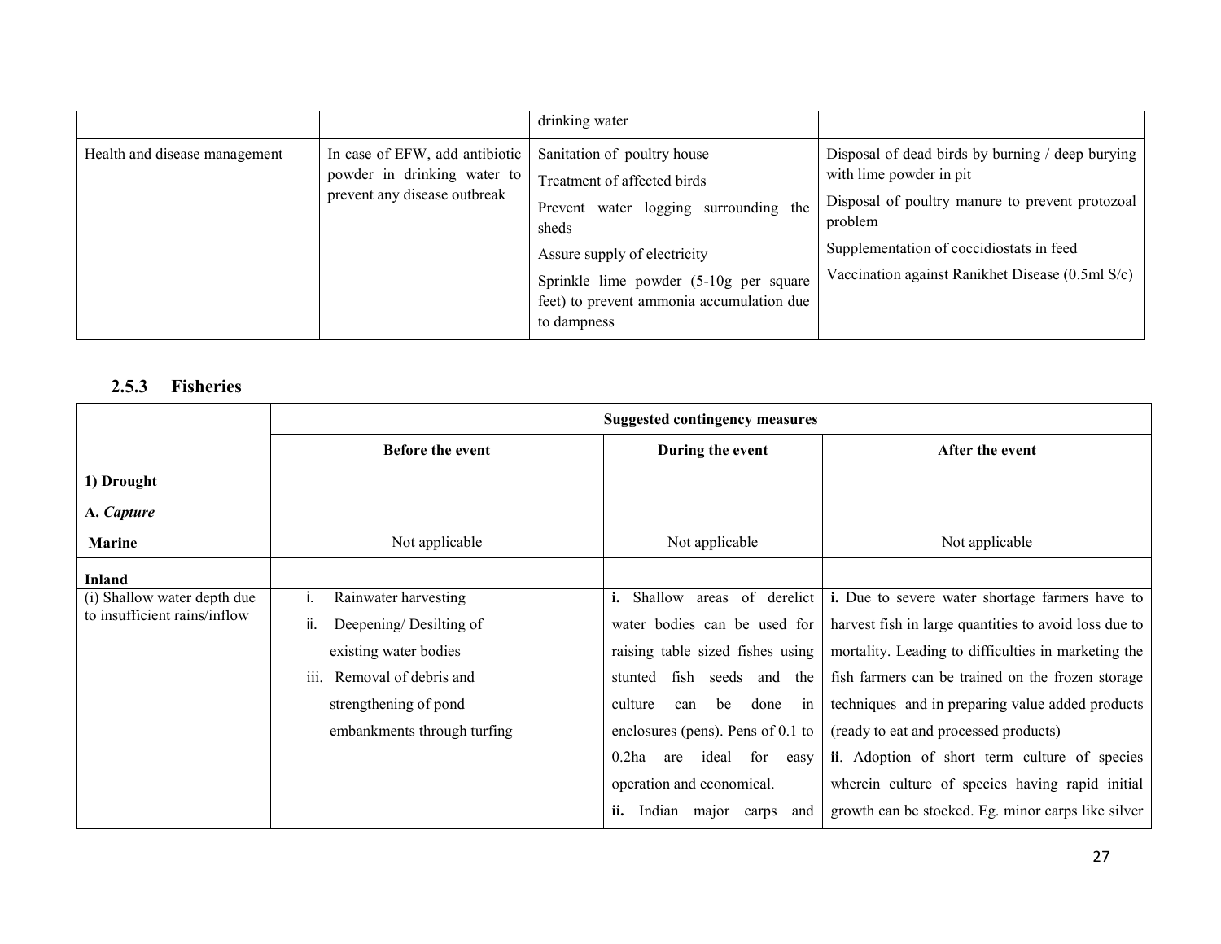| | | drinking water | |
|---|---|---|---|
| Health and disease management | In case of EFW, add antibiotic powder in drinking water to prevent any disease outbreak | Sanitation of poultry house<br>Treatment of affected birds<br>Prevent water logging surrounding the sheds<br>Assure supply of electricity<br>Sprinkle lime powder (5-10g per square feet) to prevent ammonia accumulation due to dampness | Disposal of dead birds by burning / deep burying with lime powder in pit<br>Disposal of poultry manure to prevent protozoal problem<br>Supplementation of coccidiostats in feed<br>Vaccination against Ranikhet Disease (0.5ml S/c) |

### 2.5.3 Fisheries

| | Suggested contingency measures | | |
|---|---|---|---|
| | **Before the event** | **During the event** | **After the event** |
| **1) Drought** | | | |
| **A. *Capture*** | | | |
| **Marine** | Not applicable | Not applicable | Not applicable |
| **Inland** | | | |
| (i) Shallow water depth due to insufficient rains/inflow | i. Rainwater harvesting<br>ii. Deepening/ Desilting of existing water bodies<br>iii. Removal of debris and strengthening of pond embankments through turfing | **i.** Shallow areas of derelict water bodies can be used for raising table sized fishes using stunted fish seeds and the culture can be done in enclosures (pens). Pens of 0.1 to 0.2ha are ideal for easy operation and economical.<br>**ii.** Indian major carps and | **i.** Due to severe water shortage farmers have to harvest fish in large quantities to avoid loss due to mortality. Leading to difficulties in marketing the fish farmers can be trained on the frozen storage techniques and in preparing value added products (ready to eat and processed products)<br>**ii**. Adoption of short term culture of species wherein culture of species having rapid initial growth can be stocked. Eg. minor carps like silver |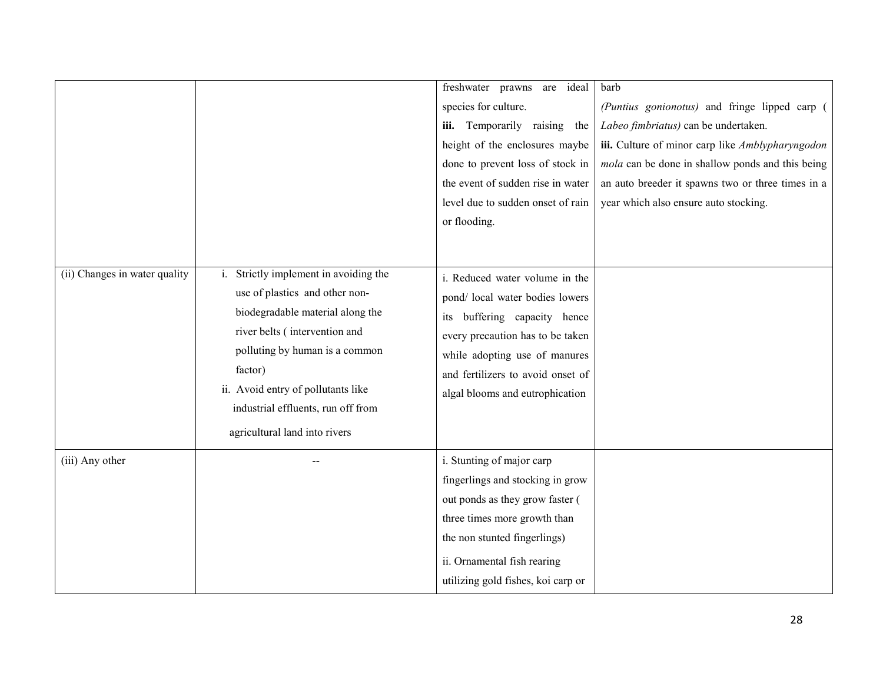| | | | |
|---|---|---|---|
| | | freshwater prawns are ideal species for culture.<br>**iii.** Temporarily raising the height of the enclosures maybe done to prevent loss of stock in the event of sudden rise in water level due to sudden onset of rain or flooding. | barb *(Puntius gonionotus)* and fringe lipped carp ( *Labeo fimbriatus)* can be undertaken.<br>**iii.** Culture of minor carp like *Amblypharyngodon mola* can be done in shallow ponds and this being an auto breeder it spawns two or three times in a year which also ensure auto stocking. |
| (ii) Changes in water quality | i. Strictly implement in avoiding the use of plastics and other non-biodegradable material along the river belts ( intervention and polluting by human is a common factor)<br>ii. Avoid entry of pollutants like industrial effluents, run off from agricultural land into rivers | i. Reduced water volume in the pond/ local water bodies lowers its buffering capacity hence every precaution has to be taken while adopting use of manures and fertilizers to avoid onset of algal blooms and eutrophication | |
| (iii) Any other | -- | i. Stunting of major carp fingerlings and stocking in grow out ponds as they grow faster ( three times more growth than the non stunted fingerlings)<br>ii. Ornamental fish rearing utilizing gold fishes, koi carp or | |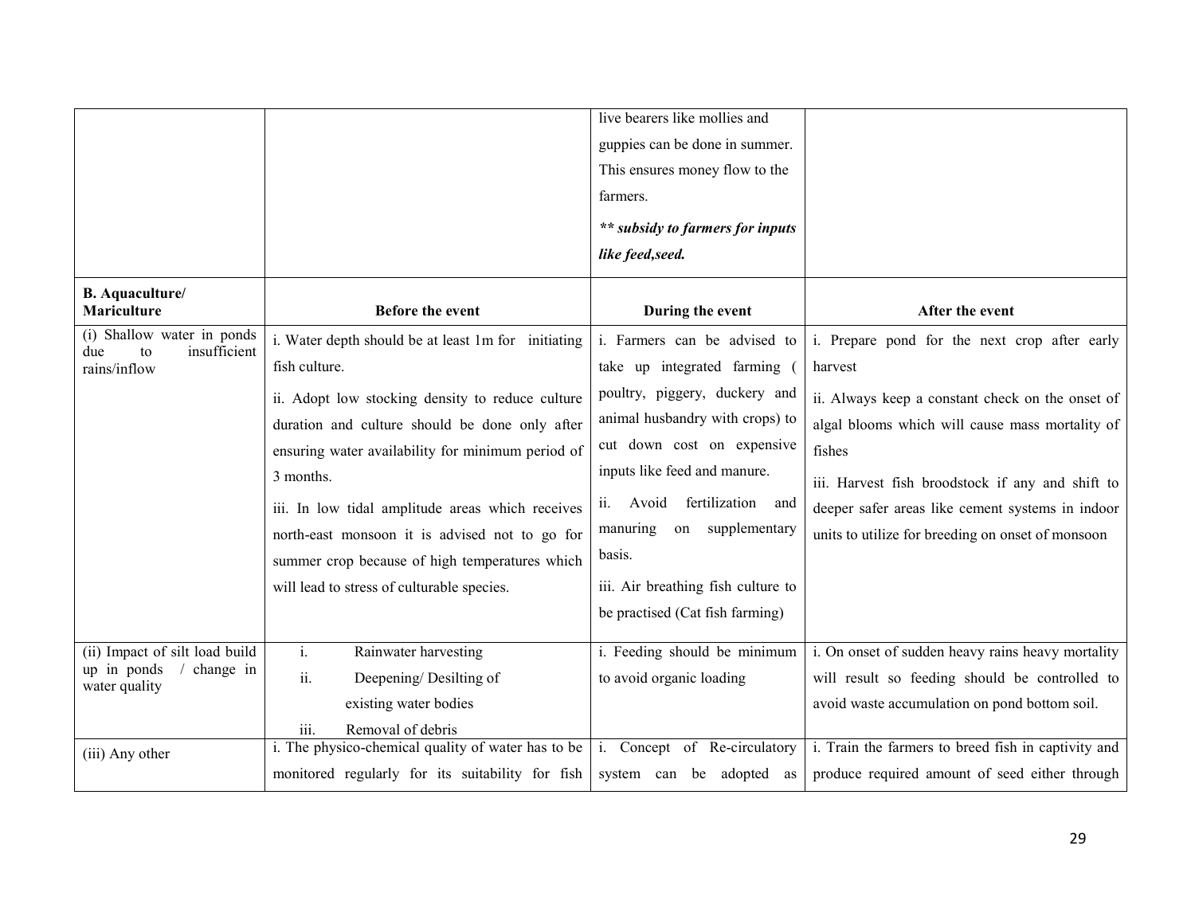| | | live bearers like mollies and guppies can be done in summer. This ensures money flow to the farmers.<br>***\*\* subsidy to farmers for inputs like feed,seed.*** | |
|---|---|---|---|
| **B. Aquaculture/ Mariculture** | **Before the event** | **During the event** | **After the event** |
| (i) Shallow water in ponds due to insufficient rains/inflow | i. Water depth should be at least 1m for initiating fish culture.<br>ii. Adopt low stocking density to reduce culture duration and culture should be done only after ensuring water availability for minimum period of 3 months.<br>iii. In low tidal amplitude areas which receives north-east monsoon it is advised not to go for summer crop because of high temperatures which will lead to stress of culturable species. | i. Farmers can be advised to take up integrated farming ( poultry, piggery, duckery and animal husbandry with crops) to cut down cost on expensive inputs like feed and manure.<br>ii. Avoid fertilization and manuring on supplementary basis.<br>iii. Air breathing fish culture to be practised (Cat fish farming) | i. Prepare pond for the next crop after early harvest<br>ii. Always keep a constant check on the onset of algal blooms which will cause mass mortality of fishes<br>iii. Harvest fish broodstock if any and shift to deeper safer areas like cement systems in indoor units to utilize for breeding on onset of monsoon |
| (ii) Impact of silt load build up in ponds / change in water quality | i. Rainwater harvesting<br>ii. Deepening/ Desilting of existing water bodies<br>iii. Removal of debris | i. Feeding should be minimum to avoid organic loading | i. On onset of sudden heavy rains heavy mortality will result so feeding should be controlled to avoid waste accumulation on pond bottom soil. |
| (iii) Any other | i. The physico-chemical quality of water has to be monitored regularly for its suitability for fish | i. Concept of Re-circulatory system can be adopted as | i. Train the farmers to breed fish in captivity and produce required amount of seed either through |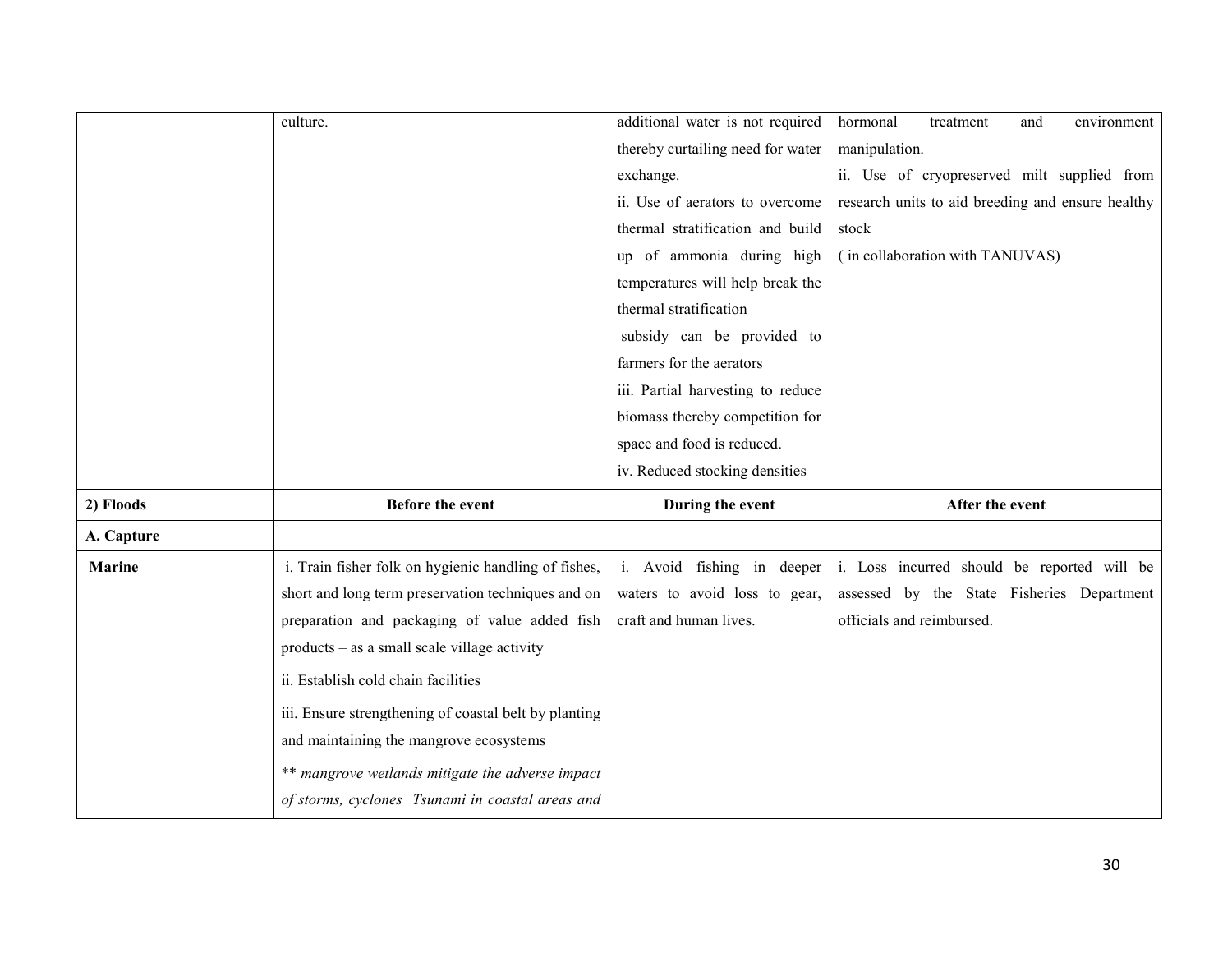| | | | |
|---|---|---|---|
| | culture. | additional water is not required thereby curtailing need for water exchange.<br>ii. Use of aerators to overcome thermal stratification and build up of ammonia during high temperatures will help break the thermal stratification<br>subsidy can be provided to farmers for the aerators<br>iii. Partial harvesting to reduce biomass thereby competition for space and food is reduced.<br>iv. Reduced stocking densities | hormonal treatment and environment manipulation.<br>ii. Use of cryopreserved milt supplied from research units to aid breeding and ensure healthy stock<br>( in collaboration with TANUVAS) |
| **2) Floods** | **Before the event** | **During the event** | **After the event** |
| **A. Capture** | | | |
| **Marine** | i. Train fisher folk on hygienic handling of fishes, short and long term preservation techniques and on preparation and packaging of value added fish products – as a small scale village activity<br>ii. Establish cold chain facilities<br>iii. Ensure strengthening of coastal belt by planting and maintaining the mangrove ecosystems<br>*** mangrove wetlands mitigate the adverse impact of storms, cyclones Tsunami in coastal areas and* | i. Avoid fishing in deeper waters to avoid loss to gear, craft and human lives. | i. Loss incurred should be reported will be assessed by the State Fisheries Department officials and reimbursed. |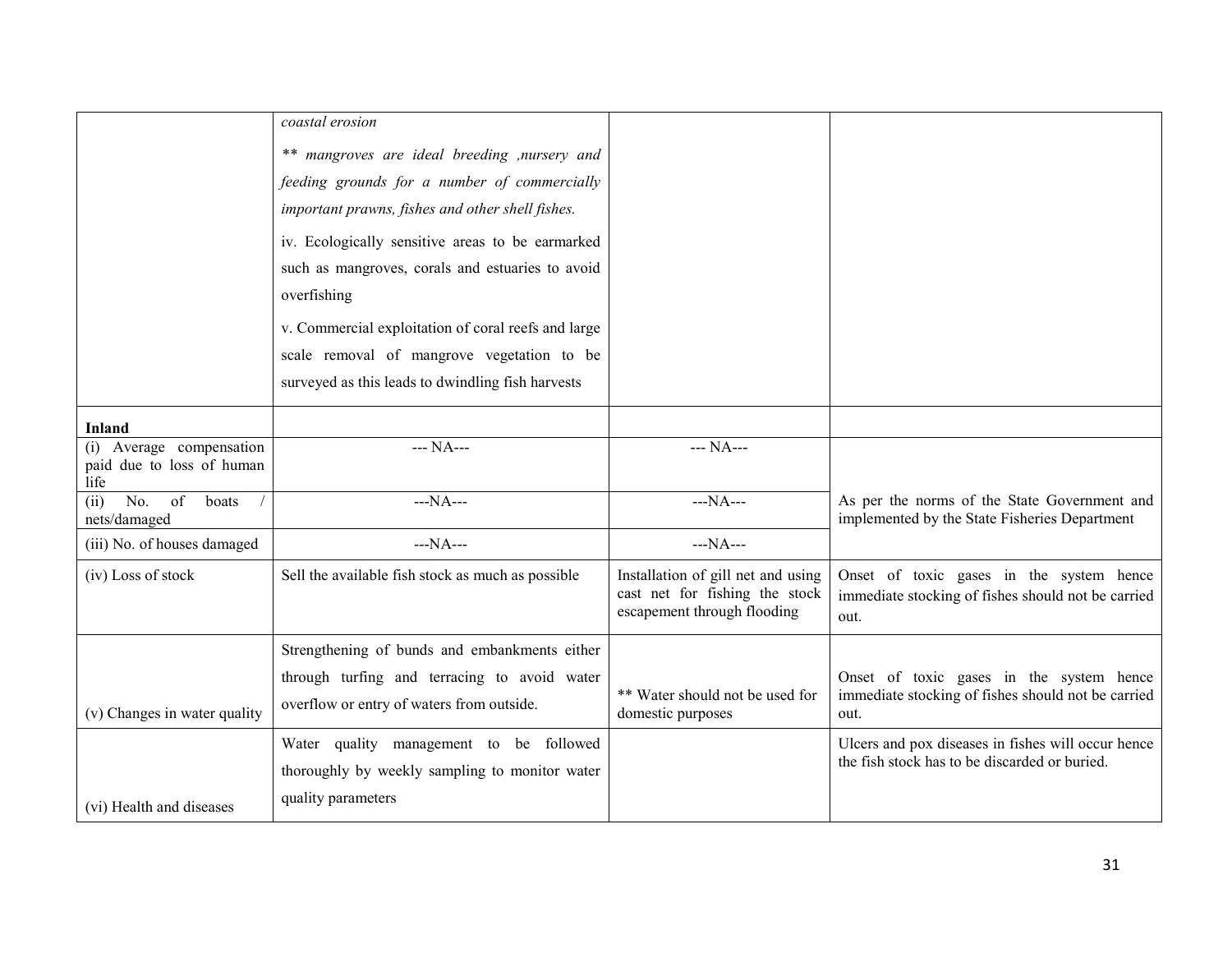| | | | |
|---|---|---|---|
| | *coastal erosion*<br>*** mangroves are ideal breeding ,nursery and feeding grounds for a number of commercially important prawns, fishes and other shell fishes.*<br>iv. Ecologically sensitive areas to be earmarked such as mangroves, corals and estuaries to avoid overfishing<br>v. Commercial exploitation of coral reefs and large scale removal of mangrove vegetation to be surveyed as this leads to dwindling fish harvests | | |
| **Inland** | | | |
| (i) Average compensation paid due to loss of human life | --- NA--- | --- NA--- | As per the norms of the State Government and implemented by the State Fisheries Department |
| (ii) No. of boats / nets/damaged | ---NA--- | ---NA--- | |
| (iii) No. of houses damaged | ---NA--- | ---NA--- | |
| (iv) Loss of stock | Sell the available fish stock as much as possible | Installation of gill net and using cast net for fishing the stock escapement through flooding | Onset of toxic gases in the system hence immediate stocking of fishes should not be carried out. |
| (v) Changes in water quality | Strengthening of bunds and embankments either through turfing and terracing to avoid water overflow or entry of waters from outside. | ** Water should not be used for domestic purposes | Onset of toxic gases in the system hence immediate stocking of fishes should not be carried out. |
| (vi) Health and diseases | Water quality management to be followed thoroughly by weekly sampling to monitor water quality parameters | | Ulcers and pox diseases in fishes will occur hence the fish stock has to be discarded or buried. |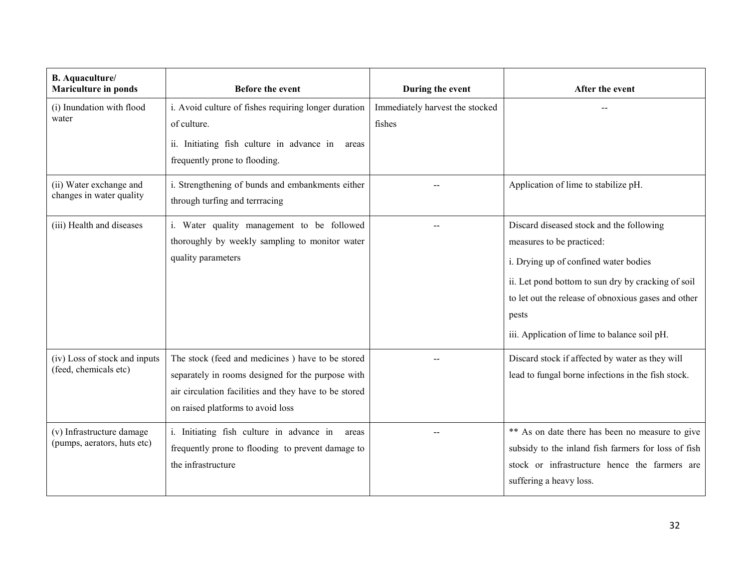| **B. Aquaculture/ Mariculture in ponds** | **Before the event** | **During the event** | **After the event** |
|---|---|---|---|
| (i) Inundation with flood water | i. Avoid culture of fishes requiring longer duration of culture.<br>ii. Initiating fish culture in advance in areas frequently prone to flooding. | Immediately harvest the stocked fishes | -- |
| (ii) Water exchange and changes in water quality | i. Strengthening of bunds and embankments either through turfing and terrracing | -- | Application of lime to stabilize pH. |
| (iii) Health and diseases | i. Water quality management to be followed thoroughly by weekly sampling to monitor water quality parameters | -- | Discard diseased stock and the following measures to be practiced:<br>i. Drying up of confined water bodies<br>ii. Let pond bottom to sun dry by cracking of soil to let out the release of obnoxious gases and other pests<br>iii. Application of lime to balance soil pH. |
| (iv) Loss of stock and inputs (feed, chemicals etc) | The stock (feed and medicines ) have to be stored separately in rooms designed for the purpose with air circulation facilities and they have to be stored on raised platforms to avoid loss | -- | Discard stock if affected by water as they will lead to fungal borne infections in the fish stock. |
| (v) Infrastructure damage (pumps, aerators, huts etc) | i. Initiating fish culture in advance in areas frequently prone to flooding to prevent damage to the infrastructure | -- | ** As on date there has been no measure to give subsidy to the inland fish farmers for loss of fish stock or infrastructure hence the farmers are suffering a heavy loss. |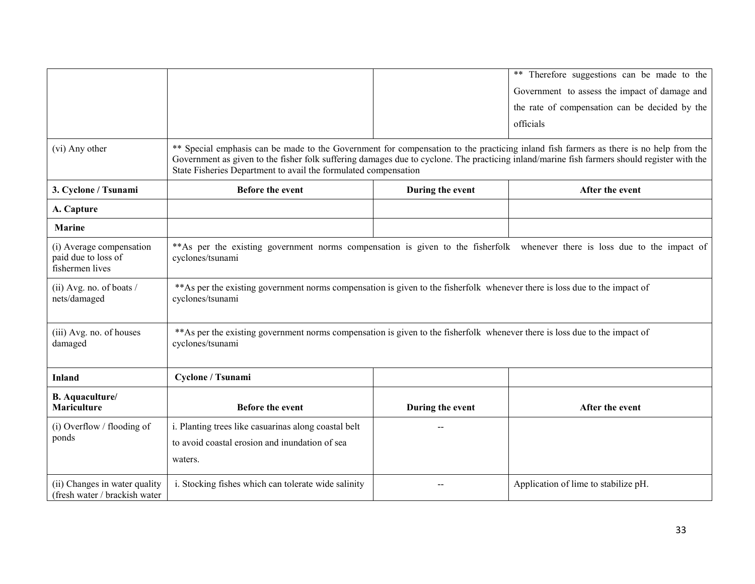|  |  |  |  |
|---|---|---|---|
|  |  |  | ** Therefore suggestions can be made to the Government to assess the impact of damage and the rate of compensation can be decided by the officials |
| (vi) Any other | ** Special emphasis can be made to the Government for compensation to the practicing inland fish farmers as there is no help from the Government as given to the fisher folk suffering damages due to cyclone. The practicing inland/marine fish farmers should register with the State Fisheries Department to avail the formulated compensation |  |  |
| **3. Cyclone / Tsunami** | **Before the event** | **During the event** | **After the event** |
| **A. Capture** |  |  |  |
| **Marine** |  |  |  |
| (i) Average compensation paid due to loss of fishermen lives | **As per the existing government norms compensation is given to the fisherfolk whenever there is loss due to the impact of cyclones/tsunami |  |  |
| (ii) Avg. no. of boats / nets/damaged | **As per the existing government norms compensation is given to the fisherfolk whenever there is loss due to the impact of cyclones/tsunami |  |  |
| (iii) Avg. no. of houses damaged | **As per the existing government norms compensation is given to the fisherfolk whenever there is loss due to the impact of cyclones/tsunami |  |  |
| **Inland** | **Cyclone / Tsunami** |  |  |
| **B. Aquaculture/ Mariculture** | **Before the event** | **During the event** | **After the event** |
| (i) Overflow / flooding of ponds | i. Planting trees like casuarinas along coastal belt to avoid coastal erosion and inundation of sea waters. | -- |  |
| (ii) Changes in water quality (fresh water / brackish water | i. Stocking fishes which can tolerate wide salinity | -- | Application of lime to stabilize pH. |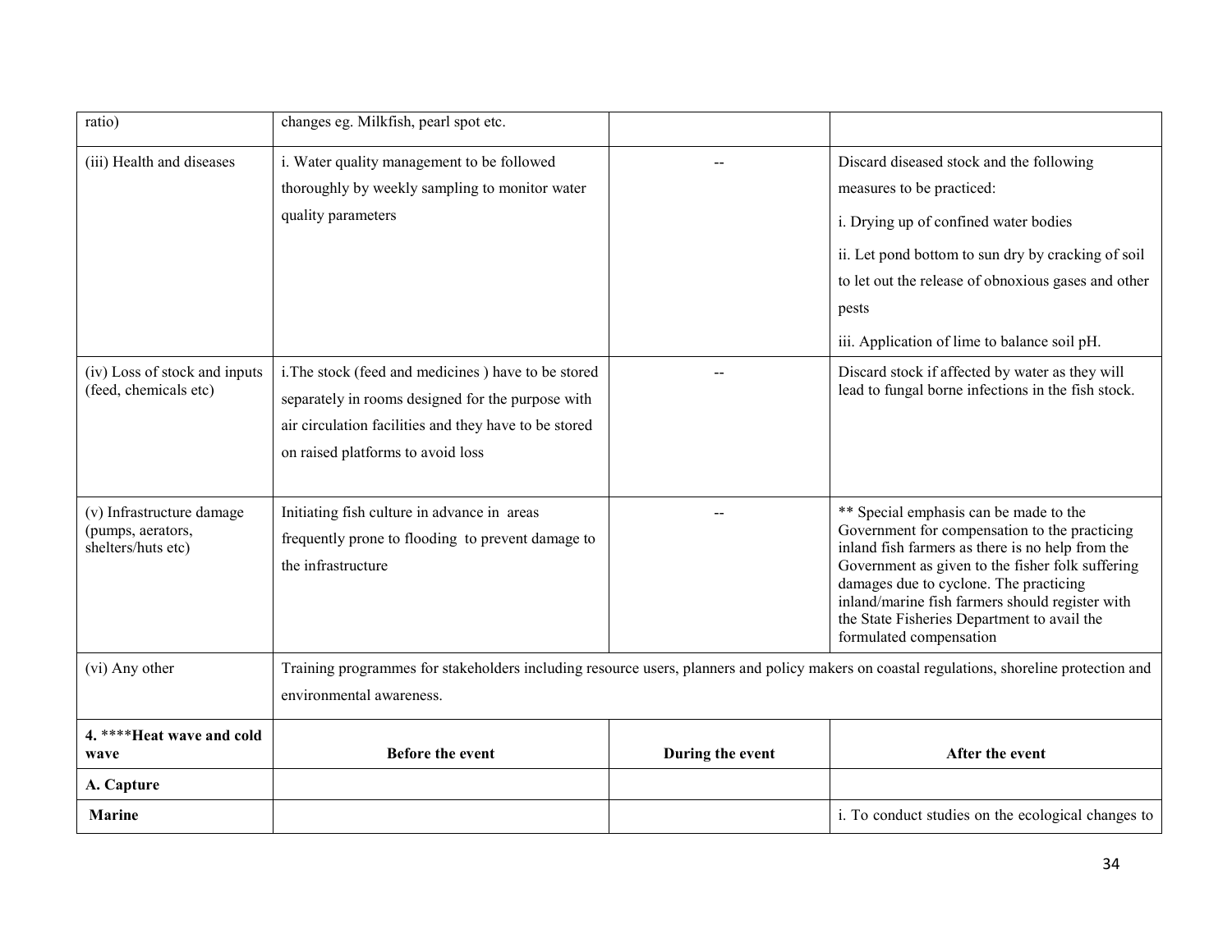| ratio) | changes eg. Milkfish, pearl spot etc. | | |
|---|---|---|---|
| (iii) Health and diseases | i. Water quality management to be followed thoroughly by weekly sampling to monitor water quality parameters | -- | Discard diseased stock and the following measures to be practiced:<br>i. Drying up of confined water bodies<br>ii. Let pond bottom to sun dry by cracking of soil to let out the release of obnoxious gases and other pests<br>iii. Application of lime to balance soil pH. |
| (iv) Loss of stock and inputs (feed, chemicals etc) | i.The stock (feed and medicines ) have to be stored separately in rooms designed for the purpose with air circulation facilities and they have to be stored on raised platforms to avoid loss | -- | Discard stock if affected by water as they will lead to fungal borne infections in the fish stock. |
| (v) Infrastructure damage (pumps, aerators, shelters/huts etc) | Initiating fish culture in advance in areas frequently prone to flooding to prevent damage to the infrastructure | -- | ** Special emphasis can be made to the Government for compensation to the practicing inland fish farmers as there is no help from the Government as given to the fisher folk suffering damages due to cyclone. The practicing inland/marine fish farmers should register with the State Fisheries Department to avail the formulated compensation |
| (vi) Any other | Training programmes for stakeholders including resource users, planners and policy makers on coastal regulations, shoreline protection and environmental awareness. | | |
| **4. ****Heat wave and cold wave** | **Before the event** | **During the event** | **After the event** |
| **A. Capture** | | | |
| **Marine** | | | i. To conduct studies on the ecological changes to |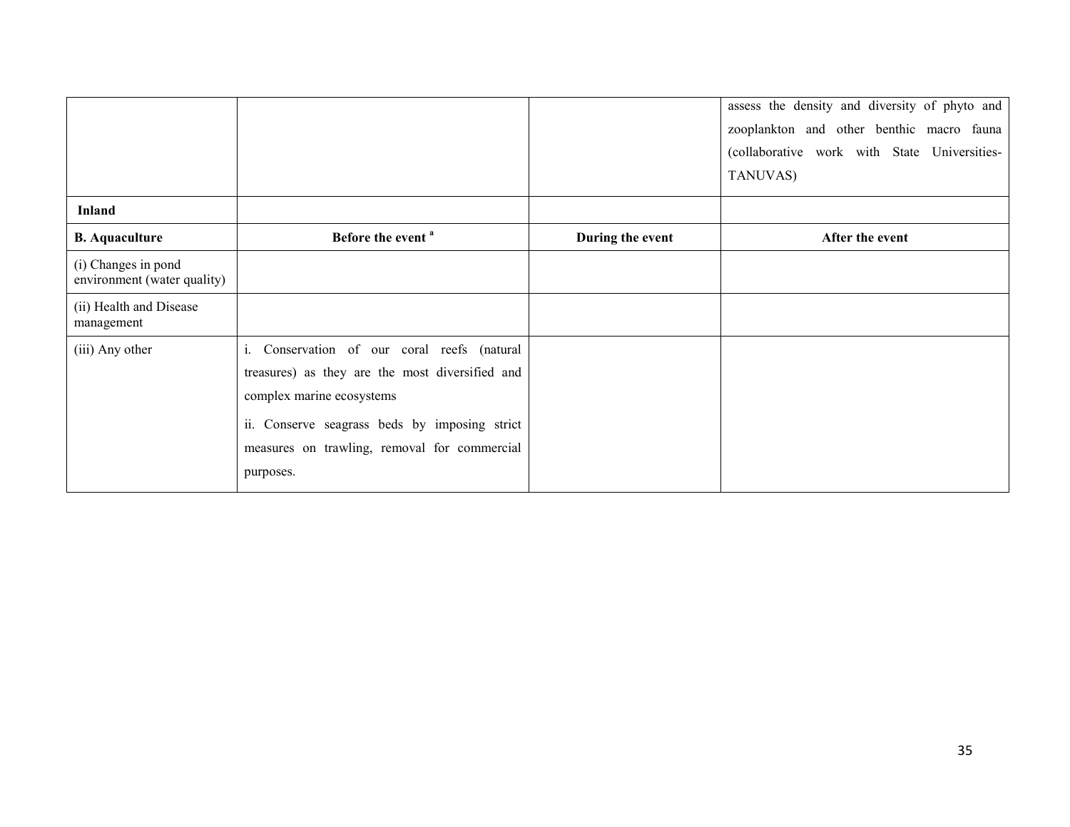| | | | |
|---|---|---|---|
| | | | assess the density and diversity of phyto and zooplankton and other benthic macro fauna (collaborative work with State Universities-TANUVAS) |
| **Inland** | | | |
| **B. Aquaculture** | **Before the event** [a] | **During the event** | **After the event** |
| (i) Changes in pond environment (water quality) | | | |
| (ii) Health and Disease management | | | |
| (iii) Any other | i. Conservation of our coral reefs (natural treasures) as they are the most diversified and complex marine ecosystems<br>ii. Conserve seagrass beds by imposing strict measures on trawling, removal for commercial purposes. | | |